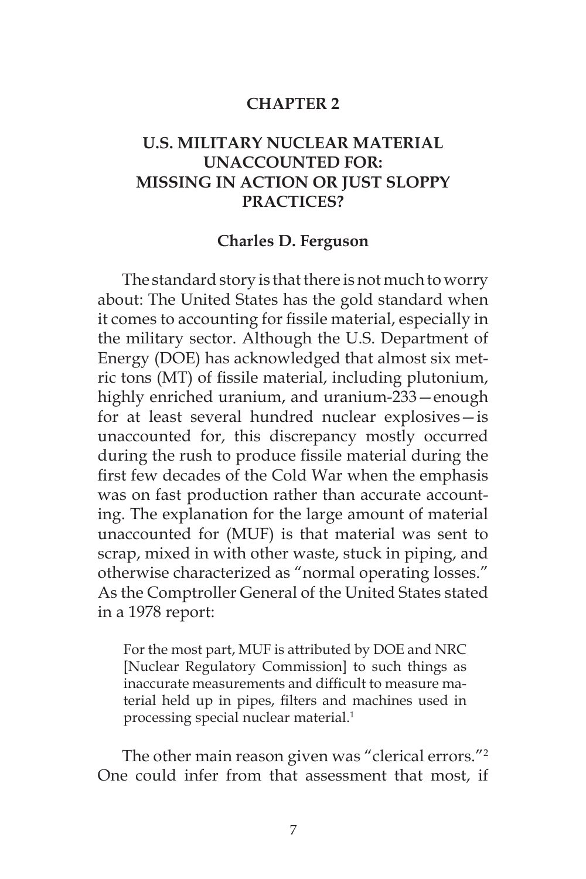## CHAPTER 2

# U.S. MILITARY NUCLEAR MATERIAL UNACCOUNTED FOR: MISSING IN ACTION OR JUST SLOPPY PRACTICES?

**Charles D. Ferguson**

The standard story is that there is not much to worry about: The United States has the gold standard when it comes to accounting for fissile material, especially in the military sector. Although the U.S. Department of Energy (DOE) has acknowledged that almost six metric tons (MT) of fissile material, including plutonium, highly enriched uranium, and uranium-233—enough for at least several hundred nuclear explosives—is unaccounted for, this discrepancy mostly occurred during the rush to produce fissile material during the first few decades of the Cold War when the emphasis was on fast production rather than accurate accounting. The explanation for the large amount of material unaccounted for (MUF) is that material was sent to scrap, mixed in with other waste, stuck in piping, and otherwise characterized as "normal operating losses." As the Comptroller General of the United States stated in a 1978 report:

> For the most part, MUF is attributed by DOE and NRC [Nuclear Regulatory Commission] to such things as inaccurate measurements and difficult to measure material held up in pipes, filters and machines used in processing special nuclear material.[1]

The other main reason given was "clerical errors."[2] One could infer from that assessment that most, if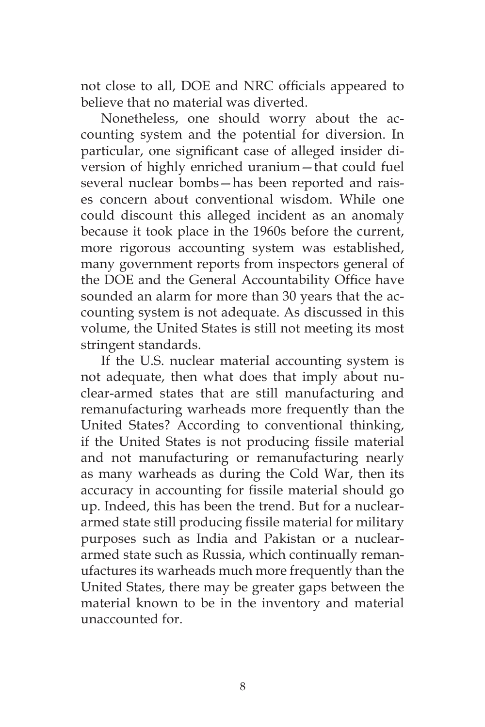not close to all, DOE and NRC officials appeared to believe that no material was diverted.

Nonetheless, one should worry about the accounting system and the potential for diversion. In particular, one significant case of alleged insider diversion of highly enriched uranium—that could fuel several nuclear bombs—has been reported and raises concern about conventional wisdom. While one could discount this alleged incident as an anomaly because it took place in the 1960s before the current, more rigorous accounting system was established, many government reports from inspectors general of the DOE and the General Accountability Office have sounded an alarm for more than 30 years that the accounting system is not adequate. As discussed in this volume, the United States is still not meeting its most stringent standards.

If the U.S. nuclear material accounting system is not adequate, then what does that imply about nuclear-armed states that are still manufacturing and remanufacturing warheads more frequently than the United States? According to conventional thinking, if the United States is not producing fissile material and not manufacturing or remanufacturing nearly as many warheads as during the Cold War, then its accuracy in accounting for fissile material should go up. Indeed, this has been the trend. But for a nuclear-armed state still producing fissile material for military purposes such as India and Pakistan or a nuclear-armed state such as Russia, which continually remanufactures its warheads much more frequently than the United States, there may be greater gaps between the material known to be in the inventory and material unaccounted for.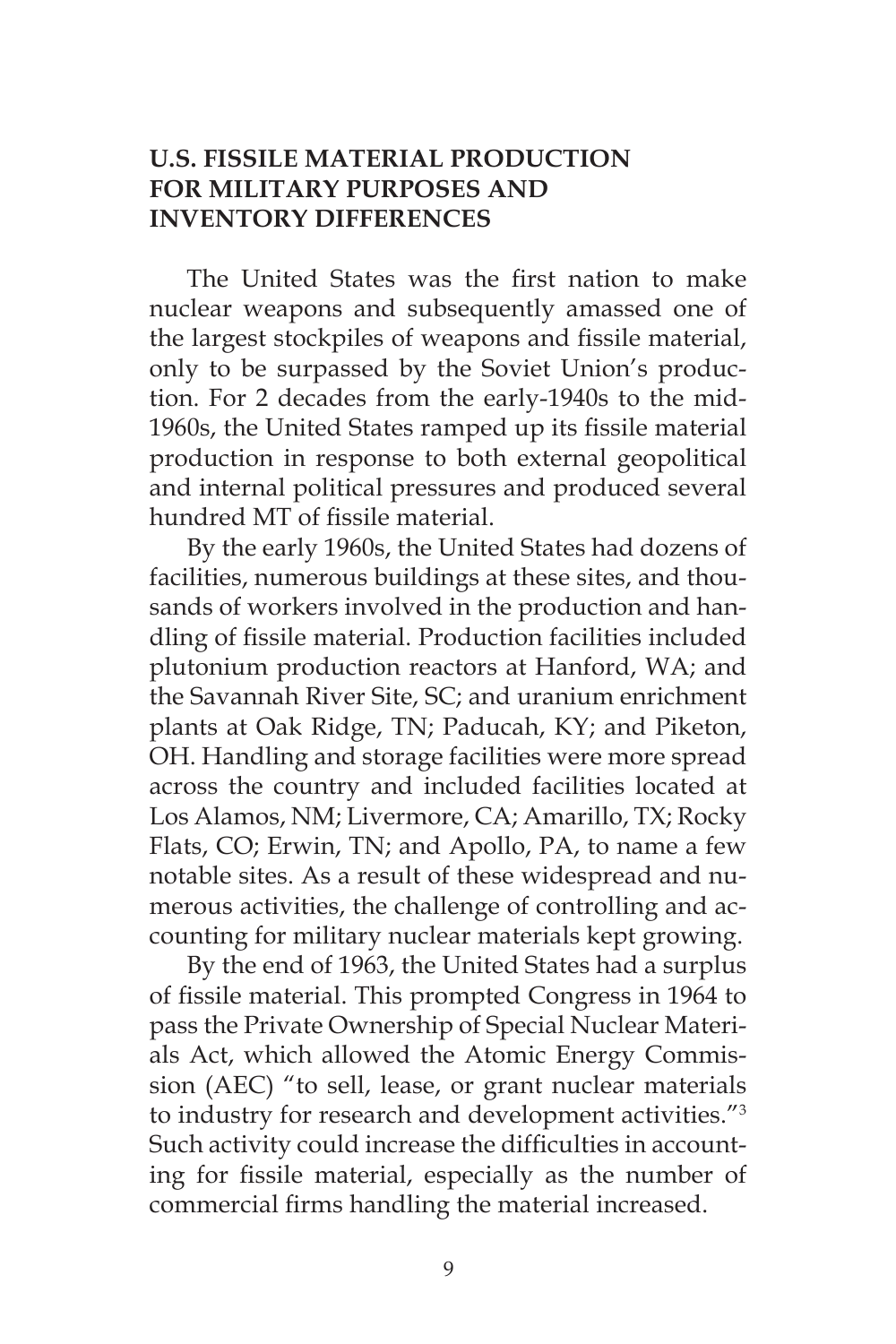## U.S. FISSILE MATERIAL PRODUCTION FOR MILITARY PURPOSES AND INVENTORY DIFFERENCES

The United States was the first nation to make nuclear weapons and subsequently amassed one of the largest stockpiles of weapons and fissile material, only to be surpassed by the Soviet Union's production. For 2 decades from the early-1940s to the mid-1960s, the United States ramped up its fissile material production in response to both external geopolitical and internal political pressures and produced several hundred MT of fissile material.

By the early 1960s, the United States had dozens of facilities, numerous buildings at these sites, and thousands of workers involved in the production and handling of fissile material. Production facilities included plutonium production reactors at Hanford, WA; and the Savannah River Site, SC; and uranium enrichment plants at Oak Ridge, TN; Paducah, KY; and Piketon, OH. Handling and storage facilities were more spread across the country and included facilities located at Los Alamos, NM; Livermore, CA; Amarillo, TX; Rocky Flats, CO; Erwin, TN; and Apollo, PA, to name a few notable sites. As a result of these widespread and numerous activities, the challenge of controlling and accounting for military nuclear materials kept growing.

By the end of 1963, the United States had a surplus of fissile material. This prompted Congress in 1964 to pass the Private Ownership of Special Nuclear Materials Act, which allowed the Atomic Energy Commission (AEC) "to sell, lease, or grant nuclear materials to industry for research and development activities."[3] Such activity could increase the difficulties in accounting for fissile material, especially as the number of commercial firms handling the material increased.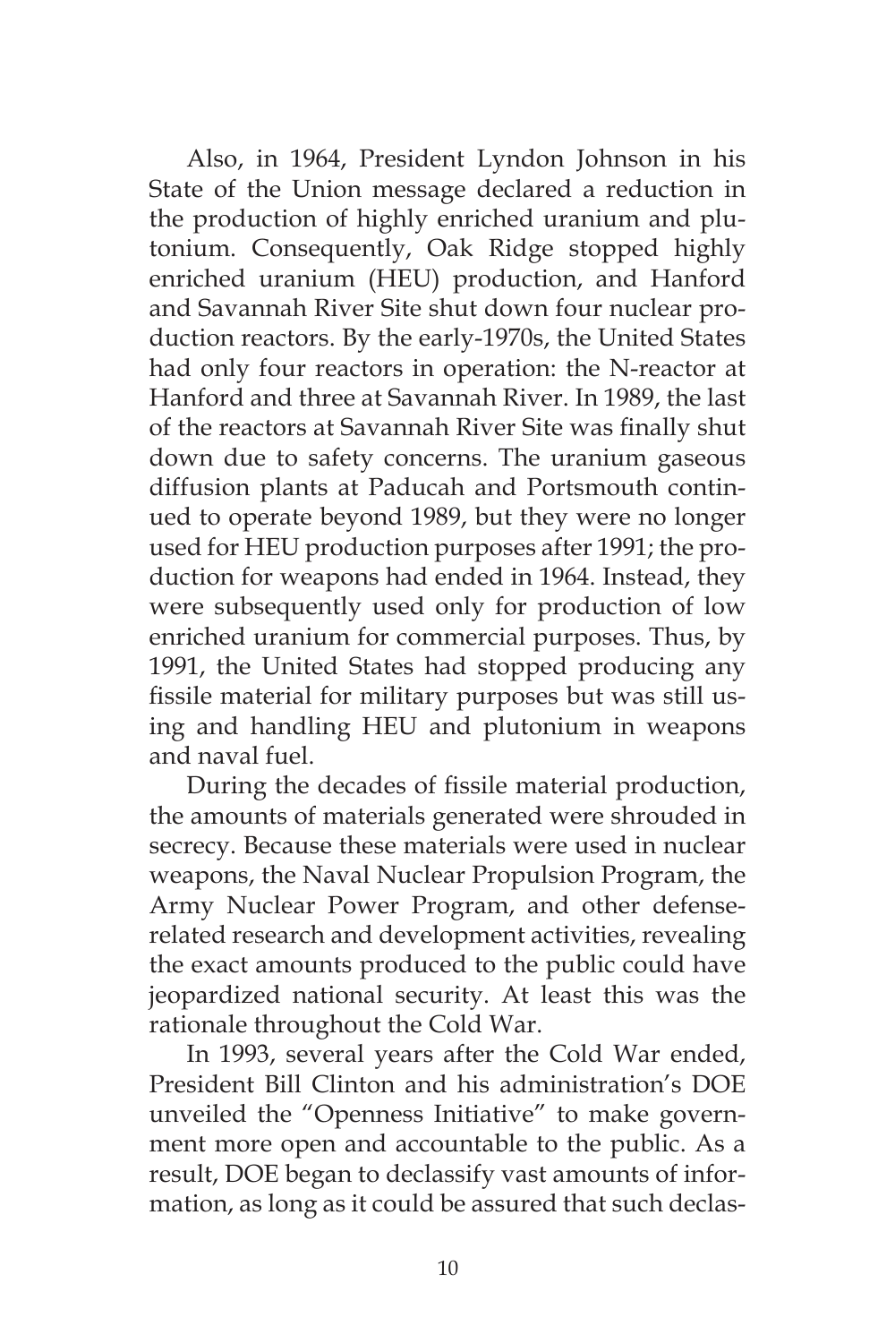Also, in 1964, President Lyndon Johnson in his State of the Union message declared a reduction in the production of highly enriched uranium and plutonium. Consequently, Oak Ridge stopped highly enriched uranium (HEU) production, and Hanford and Savannah River Site shut down four nuclear production reactors. By the early-1970s, the United States had only four reactors in operation: the N-reactor at Hanford and three at Savannah River. In 1989, the last of the reactors at Savannah River Site was finally shut down due to safety concerns. The uranium gaseous diffusion plants at Paducah and Portsmouth continued to operate beyond 1989, but they were no longer used for HEU production purposes after 1991; the production for weapons had ended in 1964. Instead, they were subsequently used only for production of low enriched uranium for commercial purposes. Thus, by 1991, the United States had stopped producing any fissile material for military purposes but was still using and handling HEU and plutonium in weapons and naval fuel.

During the decades of fissile material production, the amounts of materials generated were shrouded in secrecy. Because these materials were used in nuclear weapons, the Naval Nuclear Propulsion Program, the Army Nuclear Power Program, and other defense-related research and development activities, revealing the exact amounts produced to the public could have jeopardized national security. At least this was the rationale throughout the Cold War.

In 1993, several years after the Cold War ended, President Bill Clinton and his administration's DOE unveiled the "Openness Initiative" to make government more open and accountable to the public. As a result, DOE began to declassify vast amounts of information, as long as it could be assured that such declas-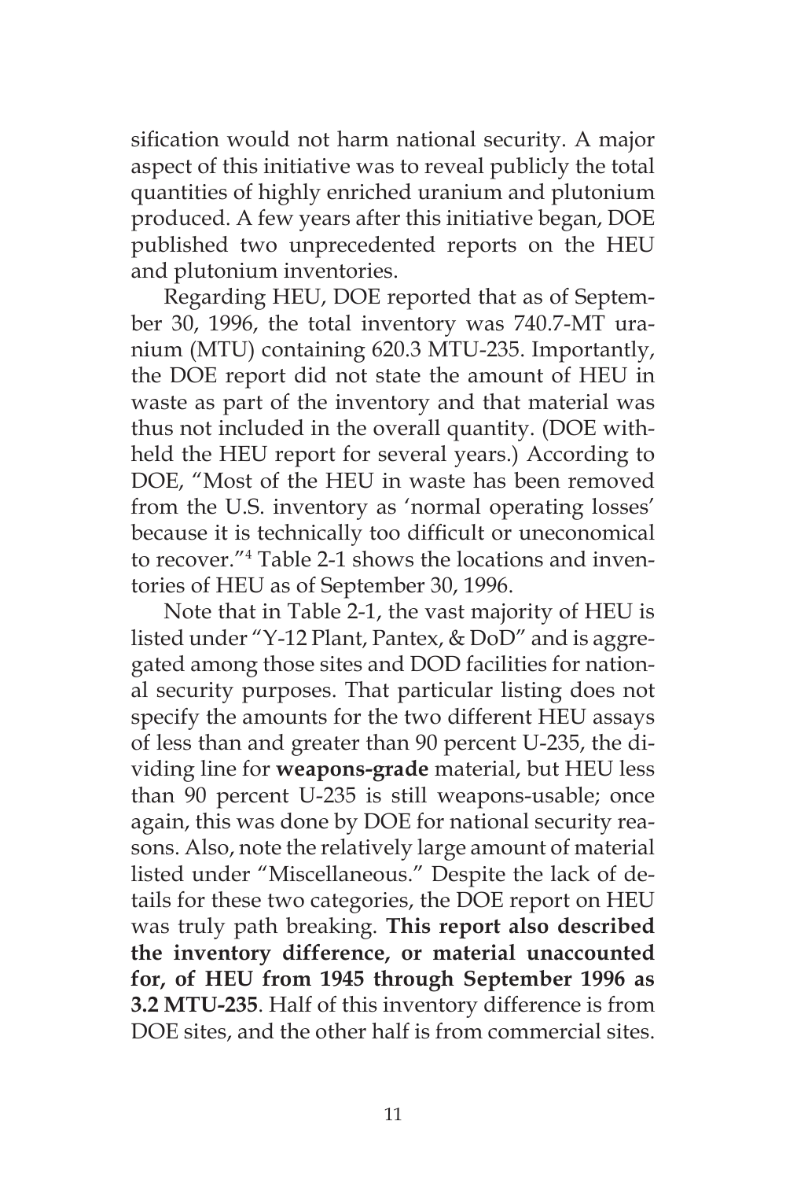sification would not harm national security. A major aspect of this initiative was to reveal publicly the total quantities of highly enriched uranium and plutonium produced. A few years after this initiative began, DOE published two unprecedented reports on the HEU and plutonium inventories.

Regarding HEU, DOE reported that as of September 30, 1996, the total inventory was 740.7-MT uranium (MTU) containing 620.3 MTU-235. Importantly, the DOE report did not state the amount of HEU in waste as part of the inventory and that material was thus not included in the overall quantity. (DOE withheld the HEU report for several years.) According to DOE, "Most of the HEU in waste has been removed from the U.S. inventory as 'normal operating losses' because it is technically too difficult or uneconomical to recover."[4] Table 2-1 shows the locations and inventories of HEU as of September 30, 1996.

Note that in Table 2-1, the vast majority of HEU is listed under "Y-12 Plant, Pantex, & DoD" and is aggregated among those sites and DOD facilities for national security purposes. That particular listing does not specify the amounts for the two different HEU assays of less than and greater than 90 percent U-235, the dividing line for **weapons-grade** material, but HEU less than 90 percent U-235 is still weapons-usable; once again, this was done by DOE for national security reasons. Also, note the relatively large amount of material listed under "Miscellaneous." Despite the lack of details for these two categories, the DOE report on HEU was truly path breaking. **This report also described the inventory difference, or material unaccounted for, of HEU from 1945 through September 1996 as 3.2 MTU-235**. Half of this inventory difference is from DOE sites, and the other half is from commercial sites.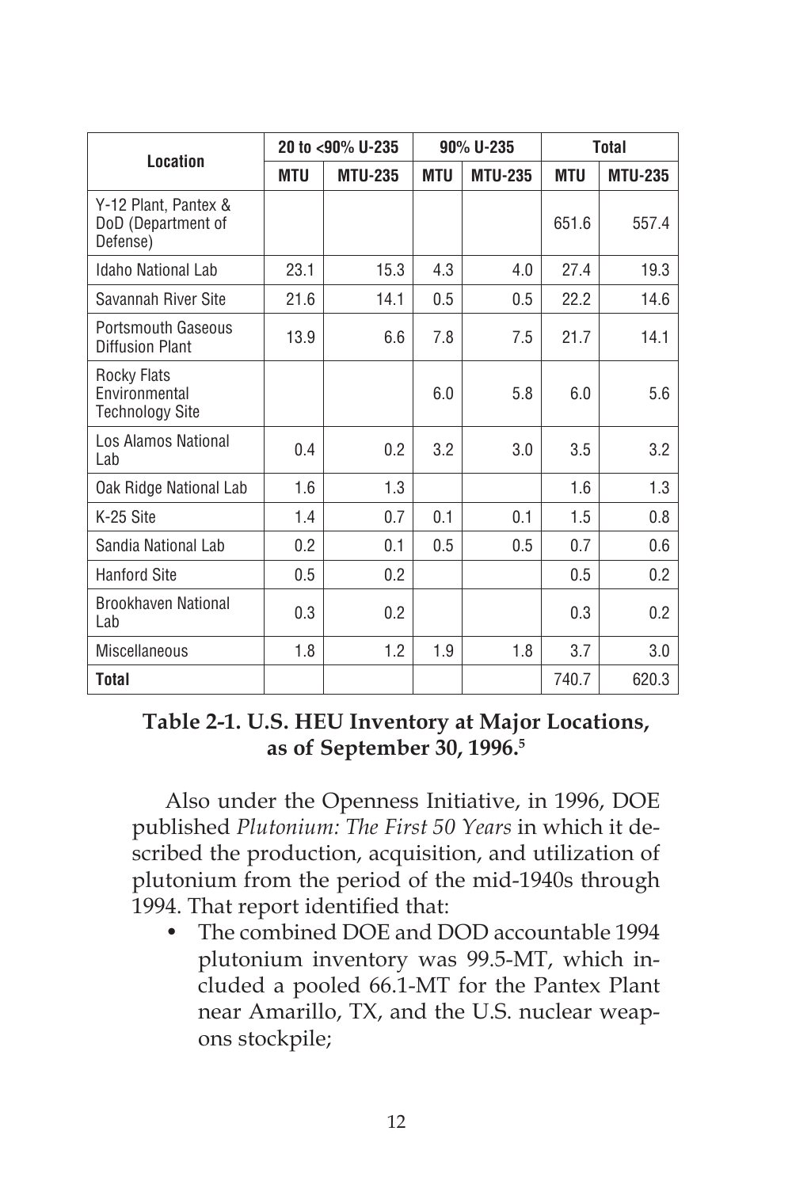| Location | 20 to <90% U-235 | | 90% U-235 | | Total | |
|---|---|---|---|---|---|---|
| | MTU | MTU-235 | MTU | MTU-235 | MTU | MTU-235 |
| Y-12 Plant, Pantex & DoD (Department of Defense) | | | | | 651.6 | 557.4 |
| Idaho National Lab | 23.1 | 15.3 | 4.3 | 4.0 | 27.4 | 19.3 |
| Savannah River Site | 21.6 | 14.1 | 0.5 | 0.5 | 22.2 | 14.6 |
| Portsmouth Gaseous Diffusion Plant | 13.9 | 6.6 | 7.8 | 7.5 | 21.7 | 14.1 |
| Rocky Flats Environmental Technology Site | | | 6.0 | 5.8 | 6.0 | 5.6 |
| Los Alamos National Lab | 0.4 | 0.2 | 3.2 | 3.0 | 3.5 | 3.2 |
| Oak Ridge National Lab | 1.6 | 1.3 | | | 1.6 | 1.3 |
| K-25 Site | 1.4 | 0.7 | 0.1 | 0.1 | 1.5 | 0.8 |
| Sandia National Lab | 0.2 | 0.1 | 0.5 | 0.5 | 0.7 | 0.6 |
| Hanford Site | 0.5 | 0.2 | | | 0.5 | 0.2 |
| Brookhaven National Lab | 0.3 | 0.2 | | | 0.3 | 0.2 |
| Miscellaneous | 1.8 | 1.2 | 1.9 | 1.8 | 3.7 | 3.0 |
| **Total** | | | | | 740.7 | 620.3 |

**Table 2-1. U.S. HEU Inventory at Major Locations, as of September 30, 1996.**[5]

Also under the Openness Initiative, in 1996, DOE published *Plutonium: The First 50 Years* in which it described the production, acquisition, and utilization of plutonium from the period of the mid-1940s through 1994. That report identified that:

- The combined DOE and DOD accountable 1994 plutonium inventory was 99.5-MT, which included a pooled 66.1-MT for the Pantex Plant near Amarillo, TX, and the U.S. nuclear weapons stockpile;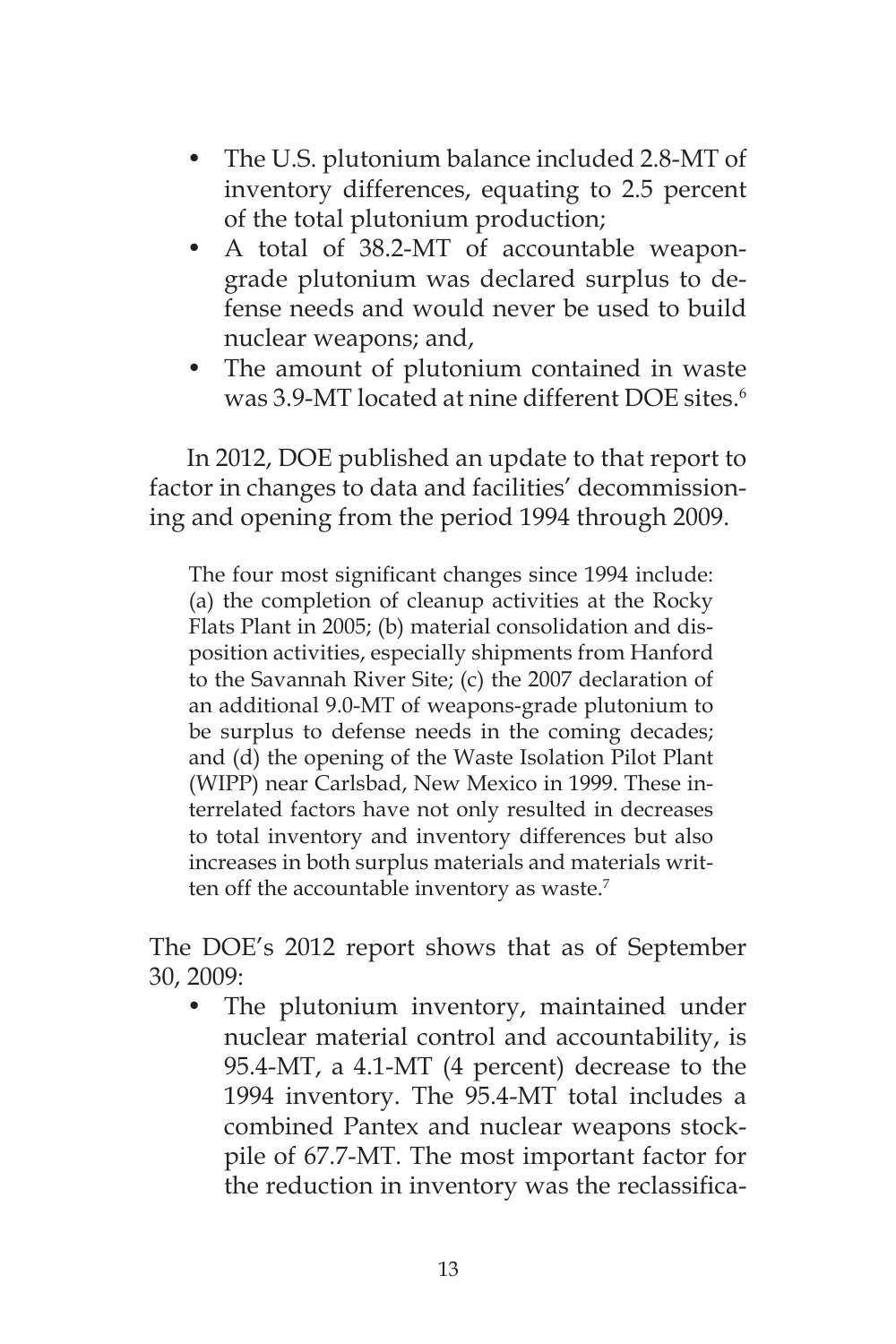- The U.S. plutonium balance included 2.8-MT of inventory differences, equating to 2.5 percent of the total plutonium production;
- A total of 38.2-MT of accountable weapon-grade plutonium was declared surplus to defense needs and would never be used to build nuclear weapons; and,
- The amount of plutonium contained in waste was 3.9-MT located at nine different DOE sites.[6]

In 2012, DOE published an update to that report to factor in changes to data and facilities' decommissioning and opening from the period 1994 through 2009.

> The four most significant changes since 1994 include: (a) the completion of cleanup activities at the Rocky Flats Plant in 2005; (b) material consolidation and disposition activities, especially shipments from Hanford to the Savannah River Site; (c) the 2007 declaration of an additional 9.0-MT of weapons-grade plutonium to be surplus to defense needs in the coming decades; and (d) the opening of the Waste Isolation Pilot Plant (WIPP) near Carlsbad, New Mexico in 1999. These interrelated factors have not only resulted in decreases to total inventory and inventory differences but also increases in both surplus materials and materials written off the accountable inventory as waste.[7]

The DOE's 2012 report shows that as of September 30, 2009:

- The plutonium inventory, maintained under nuclear material control and accountability, is 95.4-MT, a 4.1-MT (4 percent) decrease to the 1994 inventory. The 95.4-MT total includes a combined Pantex and nuclear weapons stockpile of 67.7-MT. The most important factor for the reduction in inventory was the reclassifica-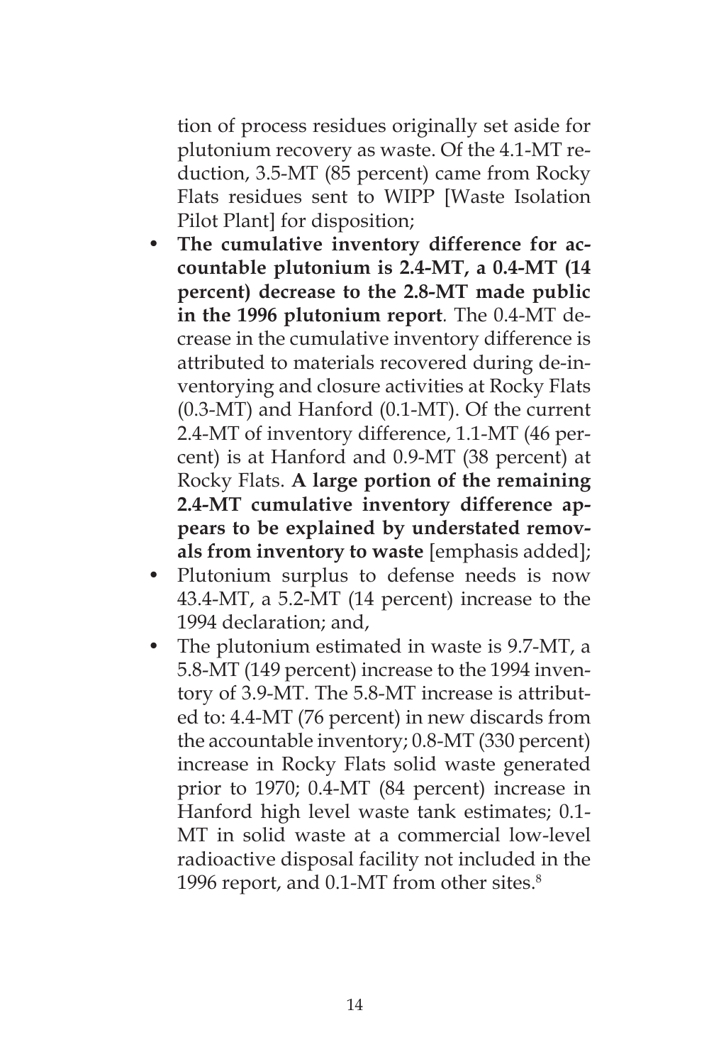tion of process residues originally set aside for plutonium recovery as waste. Of the 4.1-MT reduction, 3.5-MT (85 percent) came from Rocky Flats residues sent to WIPP [Waste Isolation Pilot Plant] for disposition;

- **The cumulative inventory difference for accountable plutonium is 2.4-MT, a 0.4-MT (14 percent) decrease to the 2.8-MT made public in the 1996 plutonium report**. The 0.4-MT decrease in the cumulative inventory difference is attributed to materials recovered during de-inventorying and closure activities at Rocky Flats (0.3-MT) and Hanford (0.1-MT). Of the current 2.4-MT of inventory difference, 1.1-MT (46 percent) is at Hanford and 0.9-MT (38 percent) at Rocky Flats. **A large portion of the remaining 2.4-MT cumulative inventory difference appears to be explained by understated removals from inventory to waste** [emphasis added];
- Plutonium surplus to defense needs is now 43.4-MT, a 5.2-MT (14 percent) increase to the 1994 declaration; and,
- The plutonium estimated in waste is 9.7-MT, a 5.8-MT (149 percent) increase to the 1994 inventory of 3.9-MT. The 5.8-MT increase is attributed to: 4.4-MT (76 percent) in new discards from the accountable inventory; 0.8-MT (330 percent) increase in Rocky Flats solid waste generated prior to 1970; 0.4-MT (84 percent) increase in Hanford high level waste tank estimates; 0.1-MT in solid waste at a commercial low-level radioactive disposal facility not included in the 1996 report, and 0.1-MT from other sites.[8]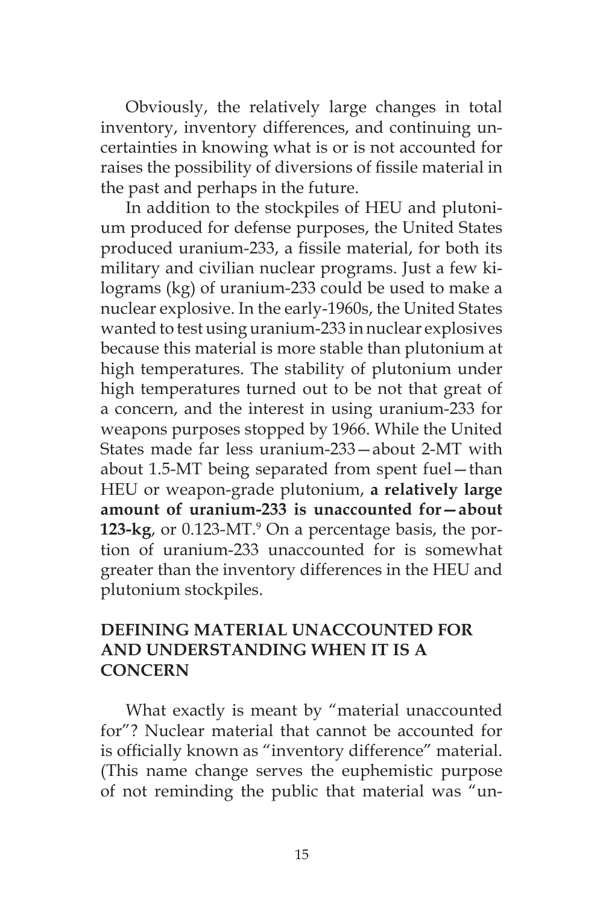Obviously, the relatively large changes in total inventory, inventory differences, and continuing uncertainties in knowing what is or is not accounted for raises the possibility of diversions of fissile material in the past and perhaps in the future.

In addition to the stockpiles of HEU and plutonium produced for defense purposes, the United States produced uranium-233, a fissile material, for both its military and civilian nuclear programs. Just a few kilograms (kg) of uranium-233 could be used to make a nuclear explosive. In the early-1960s, the United States wanted to test using uranium-233 in nuclear explosives because this material is more stable than plutonium at high temperatures. The stability of plutonium under high temperatures turned out to be not that great of a concern, and the interest in using uranium-233 for weapons purposes stopped by 1966. While the United States made far less uranium-233—about 2-MT with about 1.5-MT being separated from spent fuel—than HEU or weapon-grade plutonium, **a relatively large amount of uranium-233 is unaccounted for—about 123-kg**, or 0.123-MT.[9] On a percentage basis, the portion of uranium-233 unaccounted for is somewhat greater than the inventory differences in the HEU and plutonium stockpiles.

## DEFINING MATERIAL UNACCOUNTED FOR AND UNDERSTANDING WHEN IT IS A CONCERN

What exactly is meant by "material unaccounted for"? Nuclear material that cannot be accounted for is officially known as "inventory difference" material. (This name change serves the euphemistic purpose of not reminding the public that material was "un-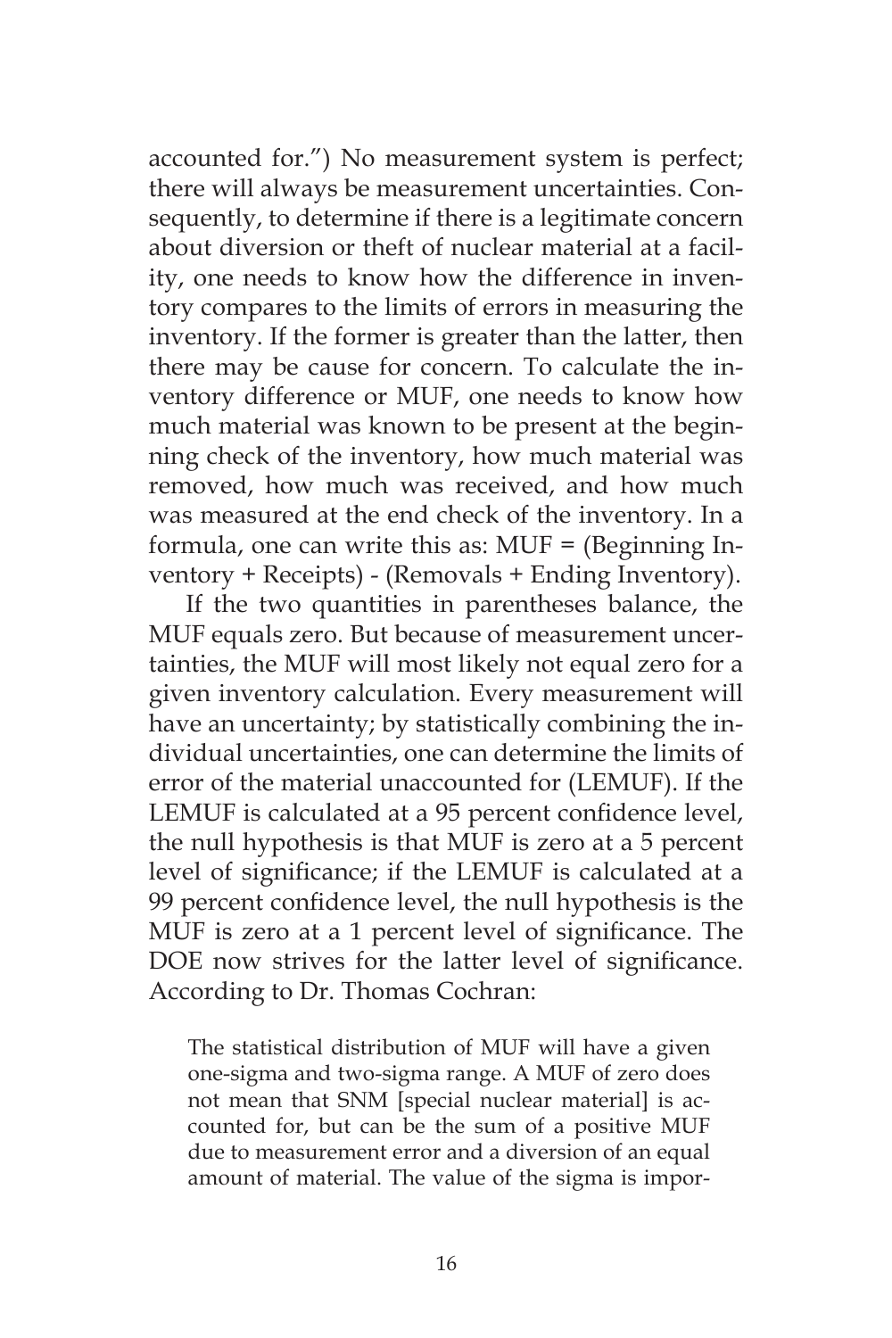accounted for.") No measurement system is perfect; there will always be measurement uncertainties. Consequently, to determine if there is a legitimate concern about diversion or theft of nuclear material at a facility, one needs to know how the difference in inventory compares to the limits of errors in measuring the inventory. If the former is greater than the latter, then there may be cause for concern. To calculate the inventory difference or MUF, one needs to know how much material was known to be present at the beginning check of the inventory, how much material was removed, how much was received, and how much was measured at the end check of the inventory. In a formula, one can write this as: MUF = (Beginning Inventory + Receipts) - (Removals + Ending Inventory).

If the two quantities in parentheses balance, the MUF equals zero. But because of measurement uncertainties, the MUF will most likely not equal zero for a given inventory calculation. Every measurement will have an uncertainty; by statistically combining the individual uncertainties, one can determine the limits of error of the material unaccounted for (LEMUF). If the LEMUF is calculated at a 95 percent confidence level, the null hypothesis is that MUF is zero at a 5 percent level of significance; if the LEMUF is calculated at a 99 percent confidence level, the null hypothesis is the MUF is zero at a 1 percent level of significance. The DOE now strives for the latter level of significance. According to Dr. Thomas Cochran:

> The statistical distribution of MUF will have a given one-sigma and two-sigma range. A MUF of zero does not mean that SNM [special nuclear material] is accounted for, but can be the sum of a positive MUF due to measurement error and a diversion of an equal amount of material. The value of the sigma is impor-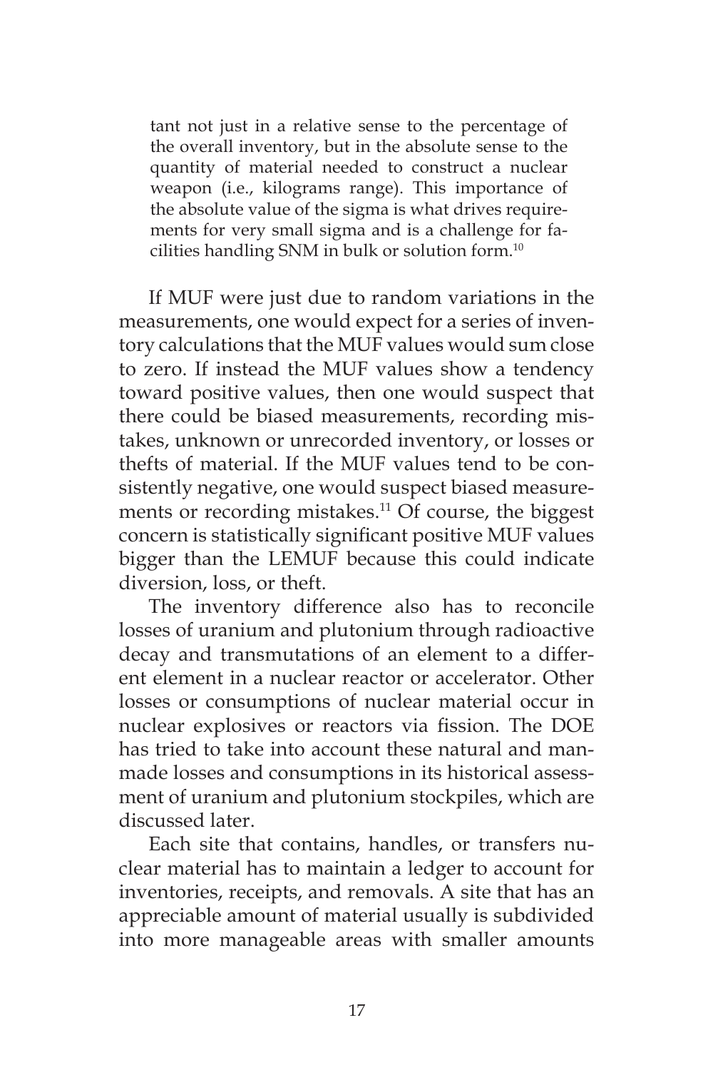> tant not just in a relative sense to the percentage of the overall inventory, but in the absolute sense to the quantity of material needed to construct a nuclear weapon (i.e., kilograms range). This importance of the absolute value of the sigma is what drives requirements for very small sigma and is a challenge for facilities handling SNM in bulk or solution form.[10]

If MUF were just due to random variations in the measurements, one would expect for a series of inventory calculations that the MUF values would sum close to zero. If instead the MUF values show a tendency toward positive values, then one would suspect that there could be biased measurements, recording mistakes, unknown or unrecorded inventory, or losses or thefts of material. If the MUF values tend to be consistently negative, one would suspect biased measurements or recording mistakes.[11] Of course, the biggest concern is statistically significant positive MUF values bigger than the LEMUF because this could indicate diversion, loss, or theft.

The inventory difference also has to reconcile losses of uranium and plutonium through radioactive decay and transmutations of an element to a different element in a nuclear reactor or accelerator. Other losses or consumptions of nuclear material occur in nuclear explosives or reactors via fission. The DOE has tried to take into account these natural and man-made losses and consumptions in its historical assessment of uranium and plutonium stockpiles, which are discussed later.

Each site that contains, handles, or transfers nuclear material has to maintain a ledger to account for inventories, receipts, and removals. A site that has an appreciable amount of material usually is subdivided into more manageable areas with smaller amounts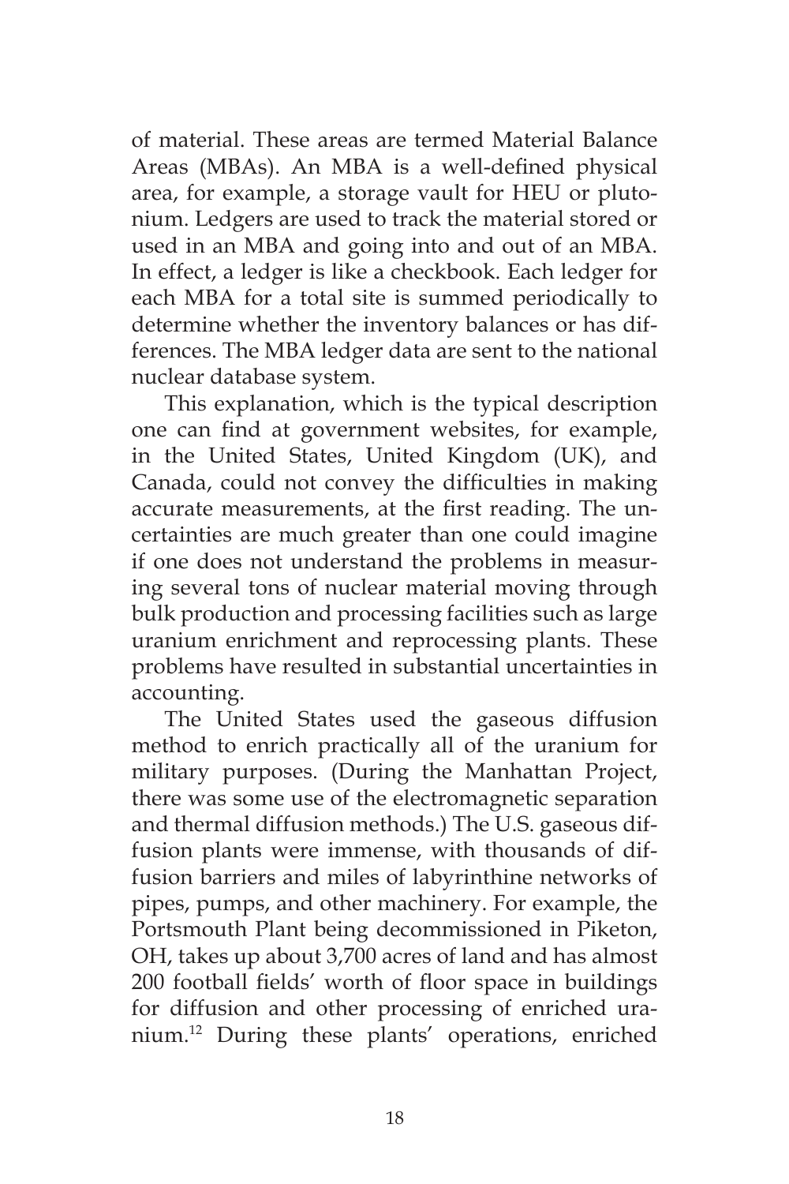of material. These areas are termed Material Balance Areas (MBAs). An MBA is a well-defined physical area, for example, a storage vault for HEU or plutonium. Ledgers are used to track the material stored or used in an MBA and going into and out of an MBA. In effect, a ledger is like a checkbook. Each ledger for each MBA for a total site is summed periodically to determine whether the inventory balances or has differences. The MBA ledger data are sent to the national nuclear database system.

This explanation, which is the typical description one can find at government websites, for example, in the United States, United Kingdom (UK), and Canada, could not convey the difficulties in making accurate measurements, at the first reading. The uncertainties are much greater than one could imagine if one does not understand the problems in measuring several tons of nuclear material moving through bulk production and processing facilities such as large uranium enrichment and reprocessing plants. These problems have resulted in substantial uncertainties in accounting.

The United States used the gaseous diffusion method to enrich practically all of the uranium for military purposes. (During the Manhattan Project, there was some use of the electromagnetic separation and thermal diffusion methods.) The U.S. gaseous diffusion plants were immense, with thousands of diffusion barriers and miles of labyrinthine networks of pipes, pumps, and other machinery. For example, the Portsmouth Plant being decommissioned in Piketon, OH, takes up about 3,700 acres of land and has almost 200 football fields' worth of floor space in buildings for diffusion and other processing of enriched uranium.[12] During these plants' operations, enriched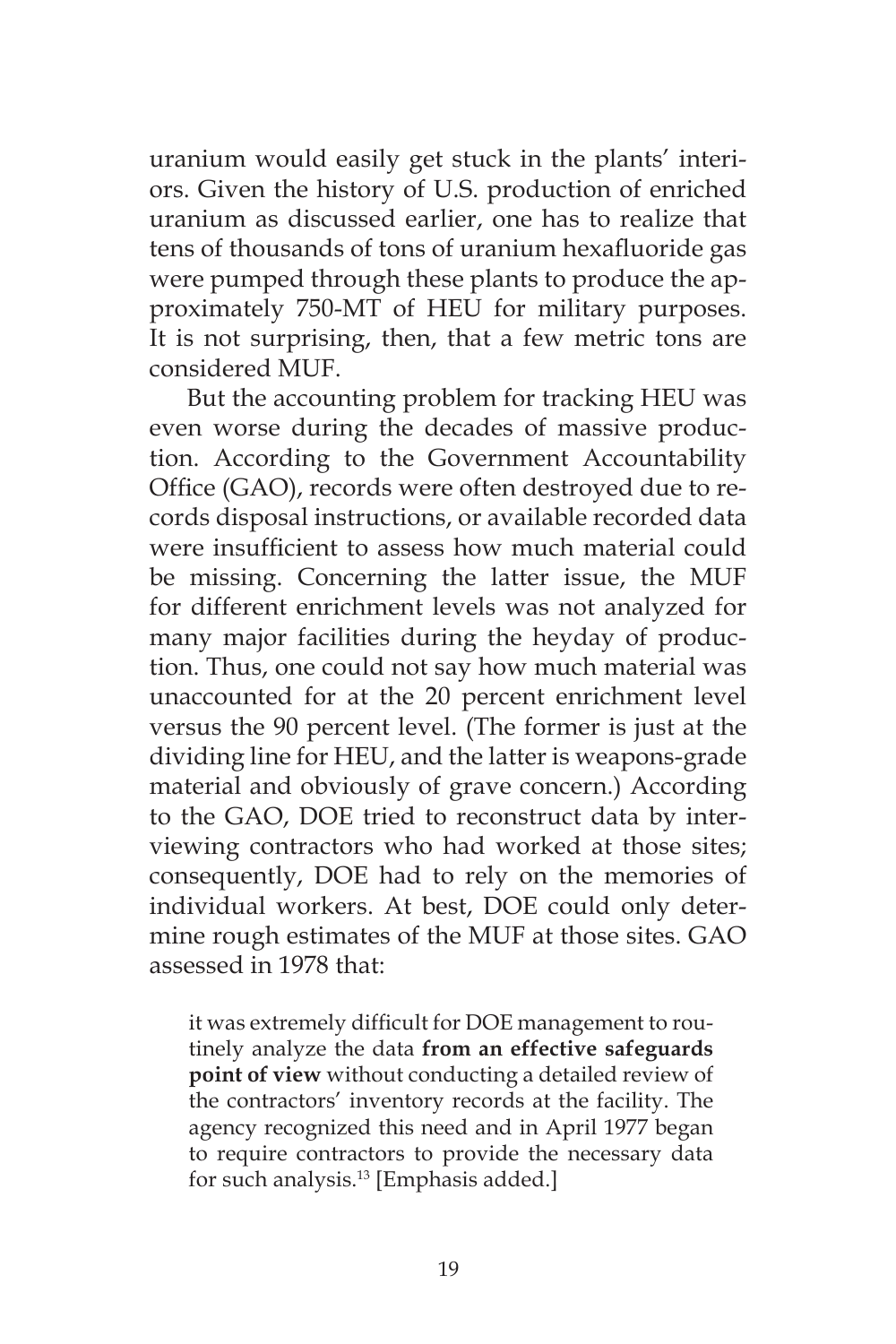uranium would easily get stuck in the plants' interiors. Given the history of U.S. production of enriched uranium as discussed earlier, one has to realize that tens of thousands of tons of uranium hexafluoride gas were pumped through these plants to produce the approximately 750-MT of HEU for military purposes. It is not surprising, then, that a few metric tons are considered MUF.

But the accounting problem for tracking HEU was even worse during the decades of massive production. According to the Government Accountability Office (GAO), records were often destroyed due to records disposal instructions, or available recorded data were insufficient to assess how much material could be missing. Concerning the latter issue, the MUF for different enrichment levels was not analyzed for many major facilities during the heyday of production. Thus, one could not say how much material was unaccounted for at the 20 percent enrichment level versus the 90 percent level. (The former is just at the dividing line for HEU, and the latter is weapons-grade material and obviously of grave concern.) According to the GAO, DOE tried to reconstruct data by interviewing contractors who had worked at those sites; consequently, DOE had to rely on the memories of individual workers. At best, DOE could only determine rough estimates of the MUF at those sites. GAO assessed in 1978 that:

> it was extremely difficult for DOE management to routinely analyze the data **from an effective safeguards point of view** without conducting a detailed review of the contractors' inventory records at the facility. The agency recognized this need and in April 1977 began to require contractors to provide the necessary data for such analysis.[13] [Emphasis added.]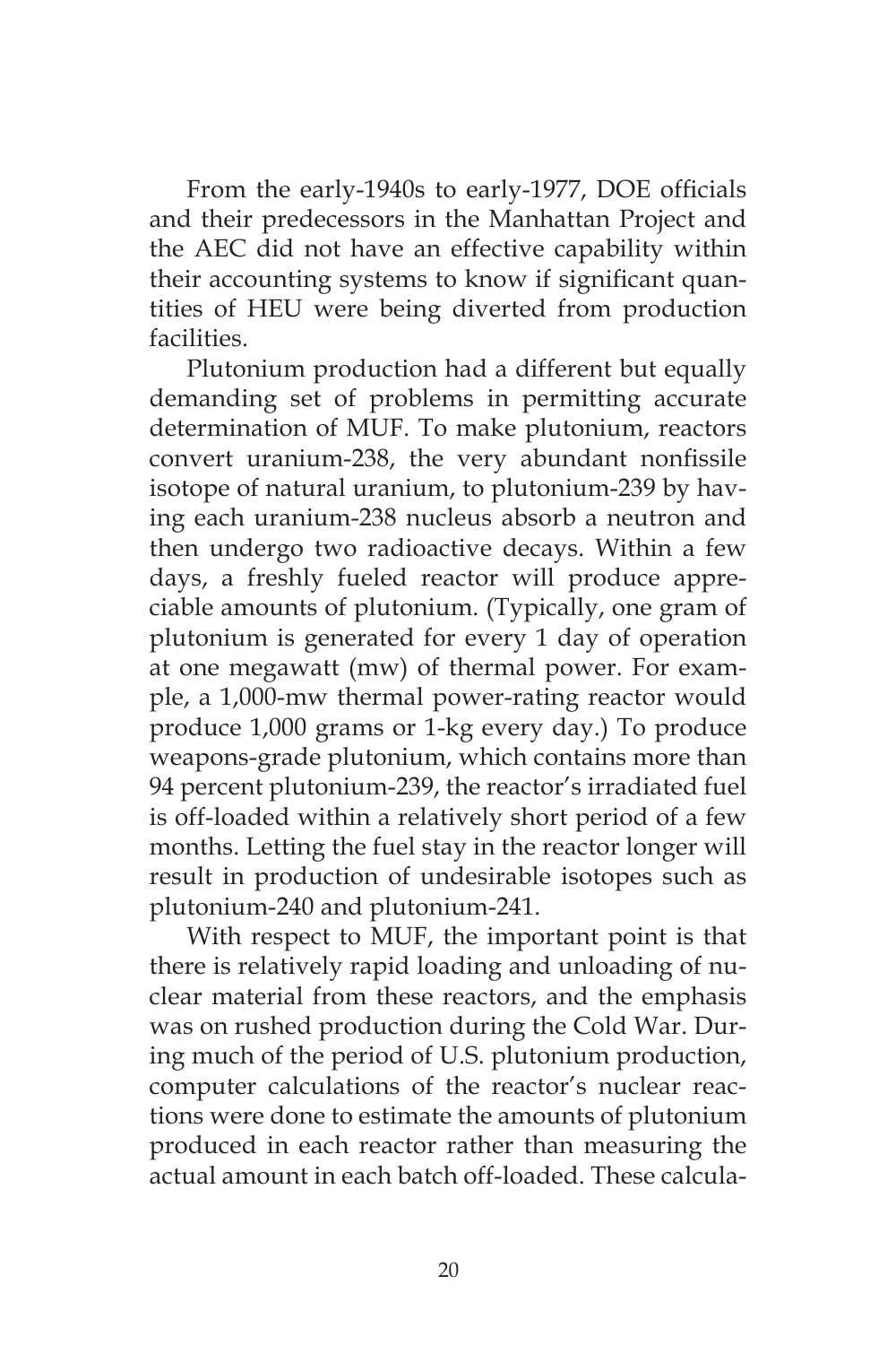From the early-1940s to early-1977, DOE officials and their predecessors in the Manhattan Project and the AEC did not have an effective capability within their accounting systems to know if significant quantities of HEU were being diverted from production facilities.

Plutonium production had a different but equally demanding set of problems in permitting accurate determination of MUF. To make plutonium, reactors convert uranium-238, the very abundant nonfissile isotope of natural uranium, to plutonium-239 by having each uranium-238 nucleus absorb a neutron and then undergo two radioactive decays. Within a few days, a freshly fueled reactor will produce appreciable amounts of plutonium. (Typically, one gram of plutonium is generated for every 1 day of operation at one megawatt (mw) of thermal power. For example, a 1,000-mw thermal power-rating reactor would produce 1,000 grams or 1-kg every day.) To produce weapons-grade plutonium, which contains more than 94 percent plutonium-239, the reactor's irradiated fuel is off-loaded within a relatively short period of a few months. Letting the fuel stay in the reactor longer will result in production of undesirable isotopes such as plutonium-240 and plutonium-241.

With respect to MUF, the important point is that there is relatively rapid loading and unloading of nuclear material from these reactors, and the emphasis was on rushed production during the Cold War. During much of the period of U.S. plutonium production, computer calculations of the reactor's nuclear reactions were done to estimate the amounts of plutonium produced in each reactor rather than measuring the actual amount in each batch off-loaded. These calcula-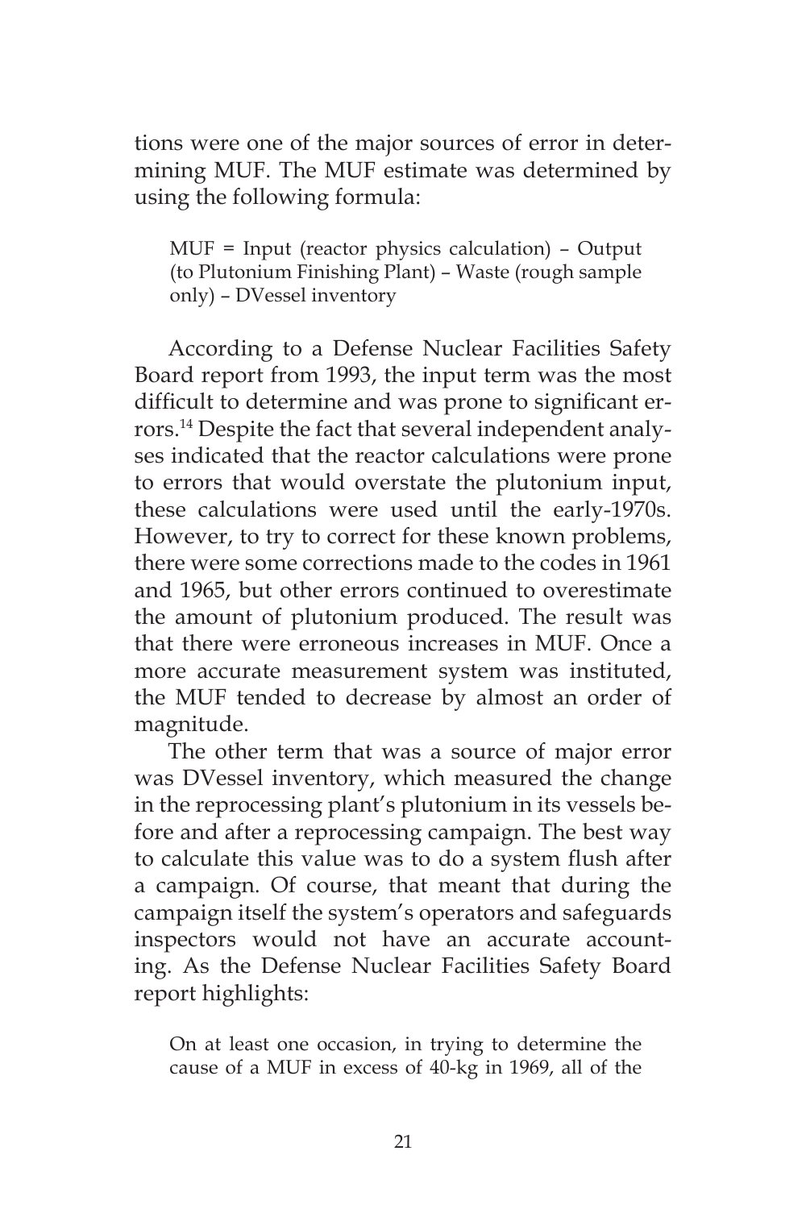tions were one of the major sources of error in determining MUF. The MUF estimate was determined by using the following formula:

> MUF = Input (reactor physics calculation) – Output (to Plutonium Finishing Plant) – Waste (rough sample only) – DVessel inventory

According to a Defense Nuclear Facilities Safety Board report from 1993, the input term was the most difficult to determine and was prone to significant errors.[14] Despite the fact that several independent analyses indicated that the reactor calculations were prone to errors that would overstate the plutonium input, these calculations were used until the early-1970s. However, to try to correct for these known problems, there were some corrections made to the codes in 1961 and 1965, but other errors continued to overestimate the amount of plutonium produced. The result was that there were erroneous increases in MUF. Once a more accurate measurement system was instituted, the MUF tended to decrease by almost an order of magnitude.

The other term that was a source of major error was DVessel inventory, which measured the change in the reprocessing plant's plutonium in its vessels before and after a reprocessing campaign. The best way to calculate this value was to do a system flush after a campaign. Of course, that meant that during the campaign itself the system's operators and safeguards inspectors would not have an accurate accounting. As the Defense Nuclear Facilities Safety Board report highlights:

> On at least one occasion, in trying to determine the cause of a MUF in excess of 40-kg in 1969, all of the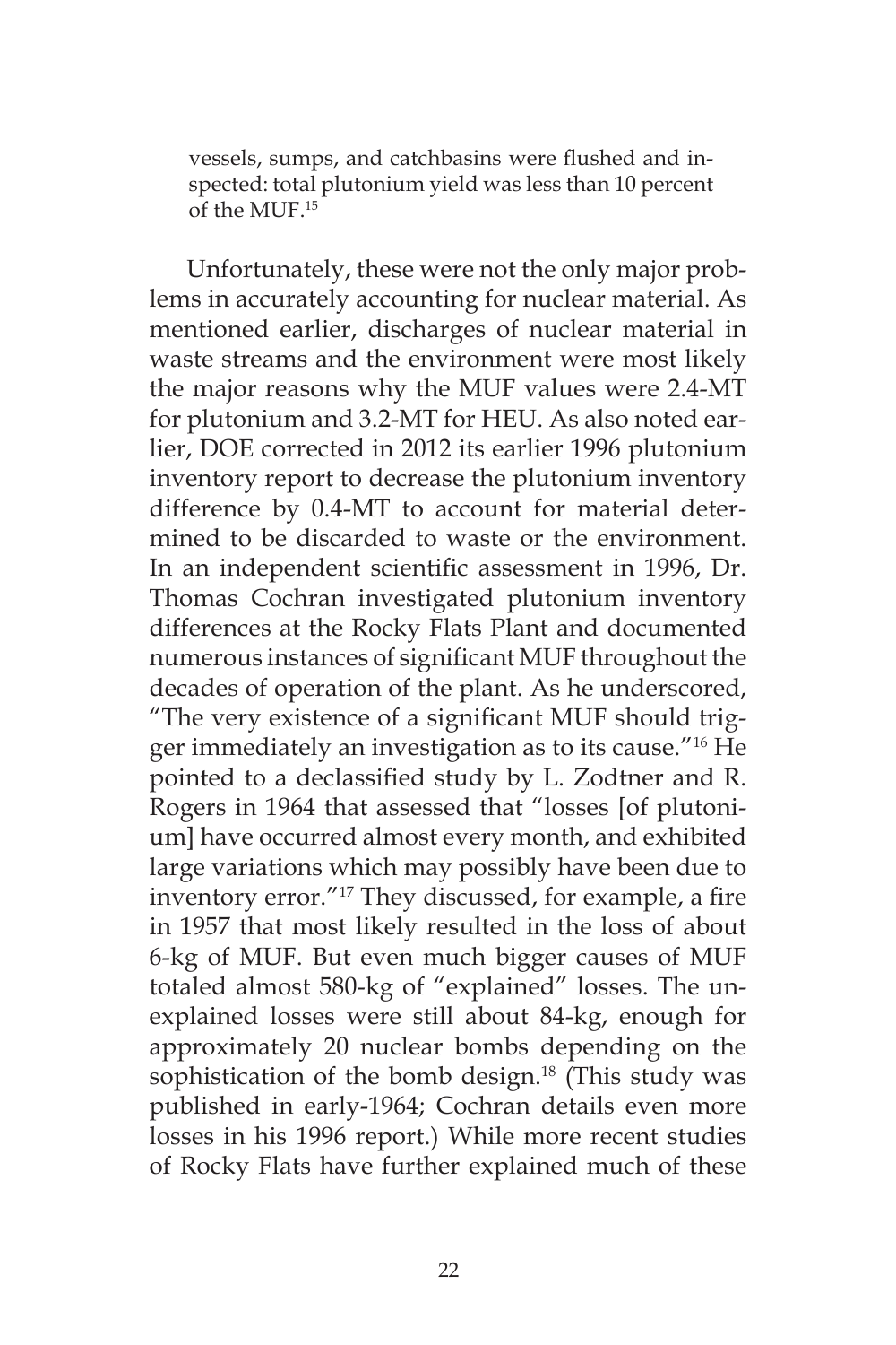vessels, sumps, and catchbasins were flushed and inspected: total plutonium yield was less than 10 percent of the MUF.[15]

Unfortunately, these were not the only major problems in accurately accounting for nuclear material. As mentioned earlier, discharges of nuclear material in waste streams and the environment were most likely the major reasons why the MUF values were 2.4-MT for plutonium and 3.2-MT for HEU. As also noted earlier, DOE corrected in 2012 its earlier 1996 plutonium inventory report to decrease the plutonium inventory difference by 0.4-MT to account for material determined to be discarded to waste or the environment. In an independent scientific assessment in 1996, Dr. Thomas Cochran investigated plutonium inventory differences at the Rocky Flats Plant and documented numerous instances of significant MUF throughout the decades of operation of the plant. As he underscored, "The very existence of a significant MUF should trigger immediately an investigation as to its cause."[16] He pointed to a declassified study by L. Zodtner and R. Rogers in 1964 that assessed that "losses [of plutonium] have occurred almost every month, and exhibited large variations which may possibly have been due to inventory error."[17] They discussed, for example, a fire in 1957 that most likely resulted in the loss of about 6-kg of MUF. But even much bigger causes of MUF totaled almost 580-kg of "explained" losses. The unexplained losses were still about 84-kg, enough for approximately 20 nuclear bombs depending on the sophistication of the bomb design.[18] (This study was published in early-1964; Cochran details even more losses in his 1996 report.) While more recent studies of Rocky Flats have further explained much of these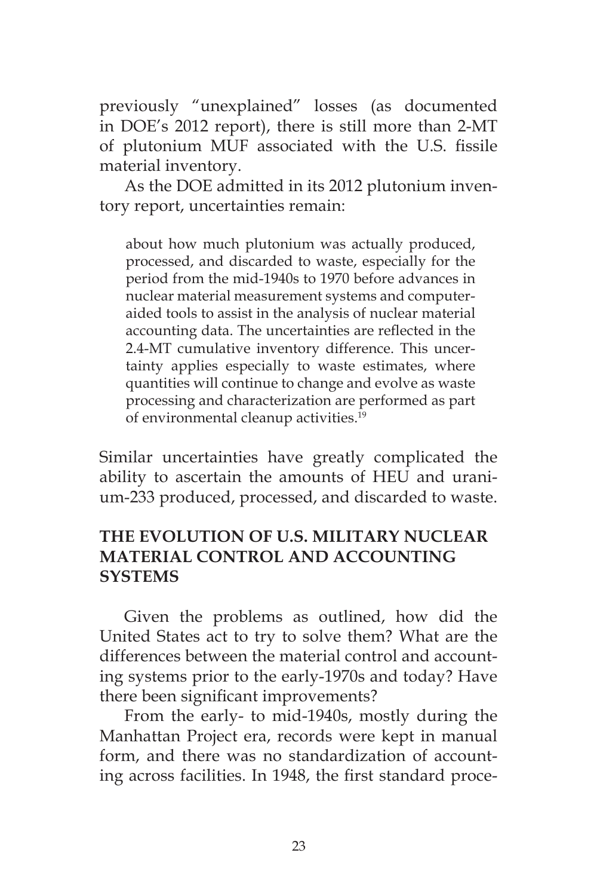previously "unexplained" losses (as documented in DOE's 2012 report), there is still more than 2-MT of plutonium MUF associated with the U.S. fissile material inventory.

As the DOE admitted in its 2012 plutonium inventory report, uncertainties remain:

> about how much plutonium was actually produced, processed, and discarded to waste, especially for the period from the mid-1940s to 1970 before advances in nuclear material measurement systems and computer-aided tools to assist in the analysis of nuclear material accounting data. The uncertainties are reflected in the 2.4-MT cumulative inventory difference. This uncertainty applies especially to waste estimates, where quantities will continue to change and evolve as waste processing and characterization are performed as part of environmental cleanup activities.[19]

Similar uncertainties have greatly complicated the ability to ascertain the amounts of HEU and uranium-233 produced, processed, and discarded to waste.

## THE EVOLUTION OF U.S. MILITARY NUCLEAR MATERIAL CONTROL AND ACCOUNTING SYSTEMS

Given the problems as outlined, how did the United States act to try to solve them? What are the differences between the material control and accounting systems prior to the early-1970s and today? Have there been significant improvements?

From the early- to mid-1940s, mostly during the Manhattan Project era, records were kept in manual form, and there was no standardization of accounting across facilities. In 1948, the first standard proce-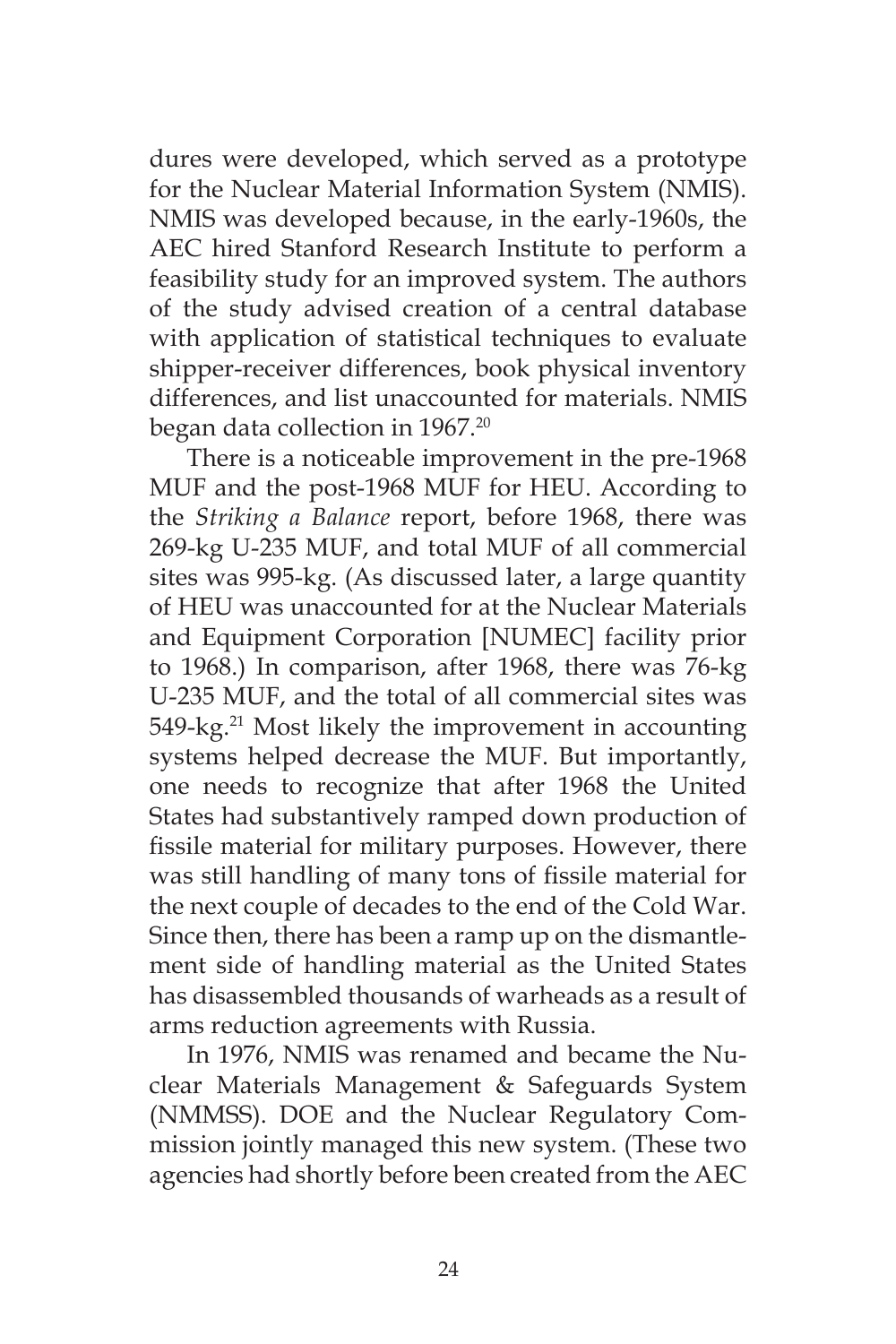dures were developed, which served as a prototype for the Nuclear Material Information System (NMIS). NMIS was developed because, in the early-1960s, the AEC hired Stanford Research Institute to perform a feasibility study for an improved system. The authors of the study advised creation of a central database with application of statistical techniques to evaluate shipper-receiver differences, book physical inventory differences, and list unaccounted for materials. NMIS began data collection in 1967.[20]

There is a noticeable improvement in the pre-1968 MUF and the post-1968 MUF for HEU. According to the *Striking a Balance* report, before 1968, there was 269-kg U-235 MUF, and total MUF of all commercial sites was 995-kg. (As discussed later, a large quantity of HEU was unaccounted for at the Nuclear Materials and Equipment Corporation [NUMEC] facility prior to 1968.) In comparison, after 1968, there was 76-kg U-235 MUF, and the total of all commercial sites was 549-kg.[21] Most likely the improvement in accounting systems helped decrease the MUF. But importantly, one needs to recognize that after 1968 the United States had substantively ramped down production of fissile material for military purposes. However, there was still handling of many tons of fissile material for the next couple of decades to the end of the Cold War. Since then, there has been a ramp up on the dismantlement side of handling material as the United States has disassembled thousands of warheads as a result of arms reduction agreements with Russia.

In 1976, NMIS was renamed and became the Nuclear Materials Management & Safeguards System (NMMSS). DOE and the Nuclear Regulatory Commission jointly managed this new system. (These two agencies had shortly before been created from the AEC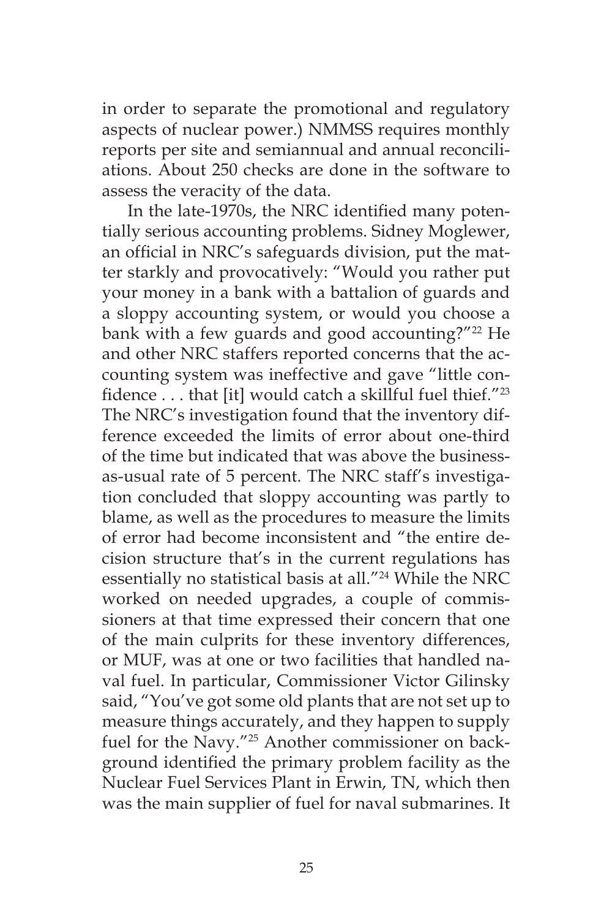in order to separate the promotional and regulatory aspects of nuclear power.) NMMSS requires monthly reports per site and semiannual and annual reconciliations. About 250 checks are done in the software to assess the veracity of the data.

In the late-1970s, the NRC identified many potentially serious accounting problems. Sidney Moglewer, an official in NRC's safeguards division, put the matter starkly and provocatively: "Would you rather put your money in a bank with a battalion of guards and a sloppy accounting system, or would you choose a bank with a few guards and good accounting?"[22] He and other NRC staffers reported concerns that the accounting system was ineffective and gave "little confidence . . . that [it] would catch a skillful fuel thief."[23] The NRC's investigation found that the inventory difference exceeded the limits of error about one-third of the time but indicated that was above the business-as-usual rate of 5 percent. The NRC staff's investigation concluded that sloppy accounting was partly to blame, as well as the procedures to measure the limits of error had become inconsistent and "the entire decision structure that's in the current regulations has essentially no statistical basis at all."[24] While the NRC worked on needed upgrades, a couple of commissioners at that time expressed their concern that one of the main culprits for these inventory differences, or MUF, was at one or two facilities that handled naval fuel. In particular, Commissioner Victor Gilinsky said, "You've got some old plants that are not set up to measure things accurately, and they happen to supply fuel for the Navy."[25] Another commissioner on background identified the primary problem facility as the Nuclear Fuel Services Plant in Erwin, TN, which then was the main supplier of fuel for naval submarines. It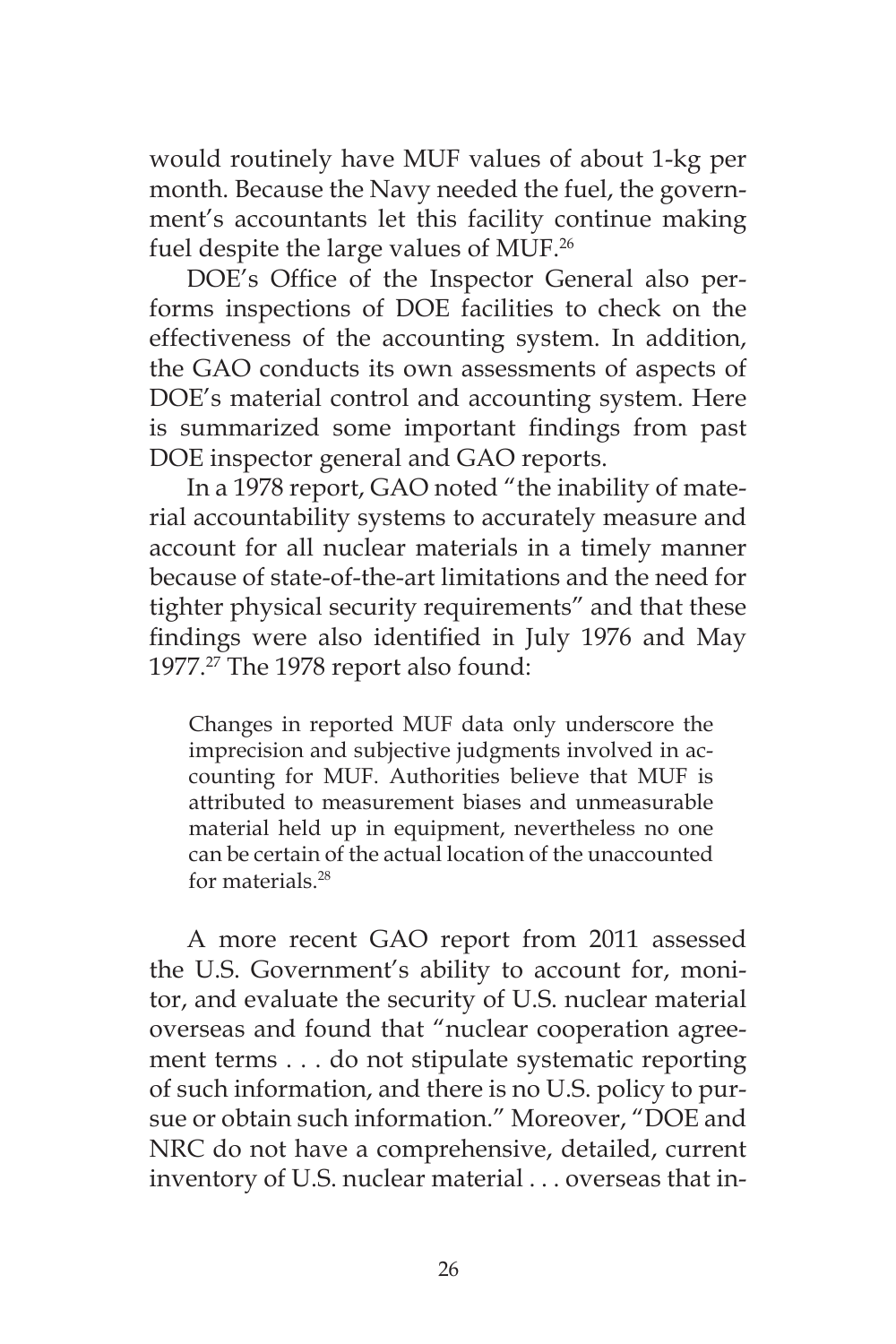would routinely have MUF values of about 1-kg per month. Because the Navy needed the fuel, the government's accountants let this facility continue making fuel despite the large values of MUF.[26]

DOE's Office of the Inspector General also performs inspections of DOE facilities to check on the effectiveness of the accounting system. In addition, the GAO conducts its own assessments of aspects of DOE's material control and accounting system. Here is summarized some important findings from past DOE inspector general and GAO reports.

In a 1978 report, GAO noted "the inability of material accountability systems to accurately measure and account for all nuclear materials in a timely manner because of state-of-the-art limitations and the need for tighter physical security requirements" and that these findings were also identified in July 1976 and May 1977.[27] The 1978 report also found:

> Changes in reported MUF data only underscore the imprecision and subjective judgments involved in accounting for MUF. Authorities believe that MUF is attributed to measurement biases and unmeasurable material held up in equipment, nevertheless no one can be certain of the actual location of the unaccounted for materials.[28]

A more recent GAO report from 2011 assessed the U.S. Government's ability to account for, monitor, and evaluate the security of U.S. nuclear material overseas and found that "nuclear cooperation agreement terms . . . do not stipulate systematic reporting of such information, and there is no U.S. policy to pursue or obtain such information." Moreover, "DOE and NRC do not have a comprehensive, detailed, current inventory of U.S. nuclear material . . . overseas that in-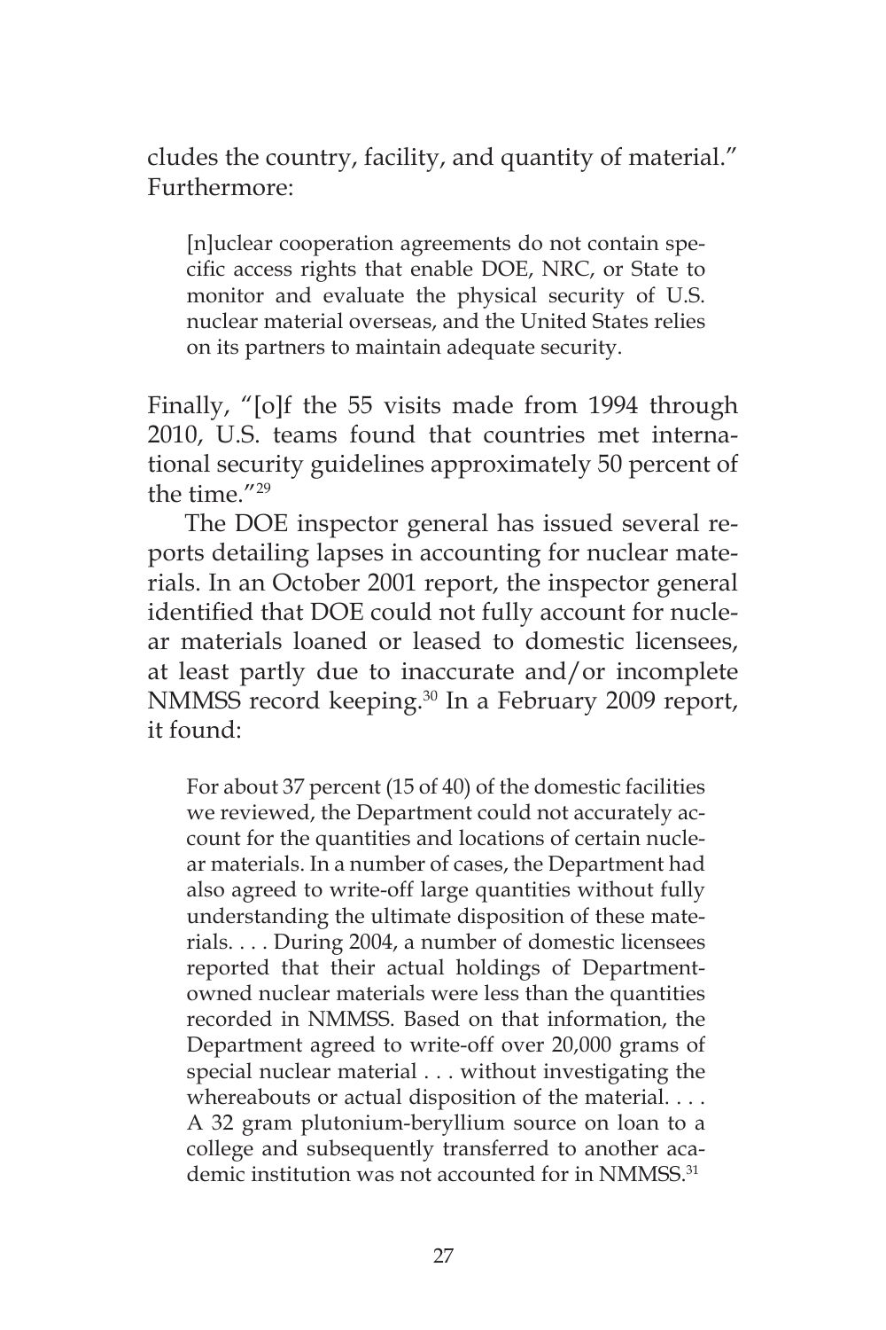cludes the country, facility, and quantity of material." Furthermore:

> [n]uclear cooperation agreements do not contain specific access rights that enable DOE, NRC, or State to monitor and evaluate the physical security of U.S. nuclear material overseas, and the United States relies on its partners to maintain adequate security.

Finally, "[o]f the 55 visits made from 1994 through 2010, U.S. teams found that countries met international security guidelines approximately 50 percent of the time."[29]

The DOE inspector general has issued several reports detailing lapses in accounting for nuclear materials. In an October 2001 report, the inspector general identified that DOE could not fully account for nuclear materials loaned or leased to domestic licensees, at least partly due to inaccurate and/or incomplete NMMSS record keeping.[30] In a February 2009 report, it found:

> For about 37 percent (15 of 40) of the domestic facilities we reviewed, the Department could not accurately account for the quantities and locations of certain nuclear materials. In a number of cases, the Department had also agreed to write-off large quantities without fully understanding the ultimate disposition of these materials. . . . During 2004, a number of domestic licensees reported that their actual holdings of Department-owned nuclear materials were less than the quantities recorded in NMMSS. Based on that information, the Department agreed to write-off over 20,000 grams of special nuclear material . . . without investigating the whereabouts or actual disposition of the material. . . . A 32 gram plutonium-beryllium source on loan to a college and subsequently transferred to another academic institution was not accounted for in NMMSS.[31]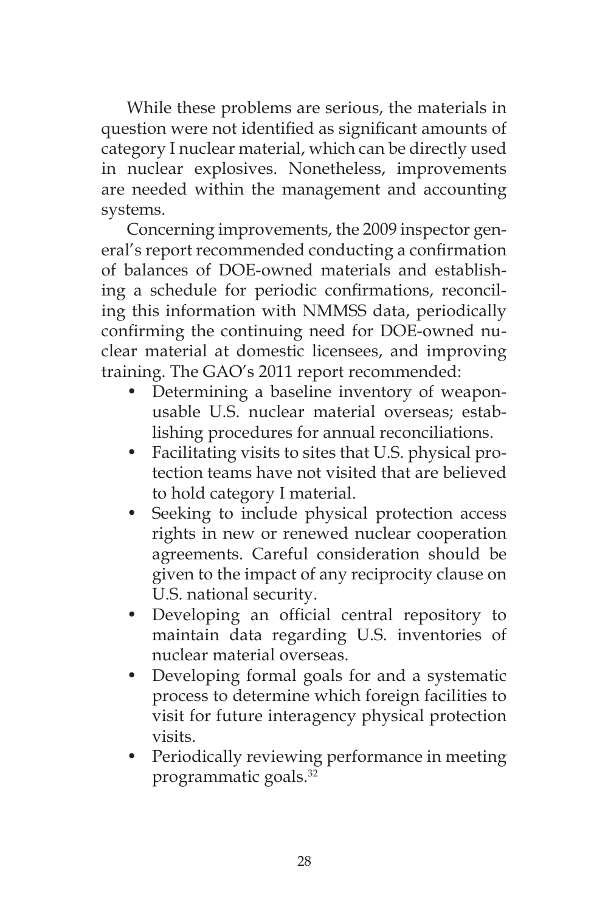While these problems are serious, the materials in question were not identified as significant amounts of category I nuclear material, which can be directly used in nuclear explosives. Nonetheless, improvements are needed within the management and accounting systems.

Concerning improvements, the 2009 inspector general's report recommended conducting a confirmation of balances of DOE-owned materials and establishing a schedule for periodic confirmations, reconciling this information with NMMSS data, periodically confirming the continuing need for DOE-owned nuclear material at domestic licensees, and improving training. The GAO's 2011 report recommended:

- Determining a baseline inventory of weapon-usable U.S. nuclear material overseas; establishing procedures for annual reconciliations.
- Facilitating visits to sites that U.S. physical protection teams have not visited that are believed to hold category I material.
- Seeking to include physical protection access rights in new or renewed nuclear cooperation agreements. Careful consideration should be given to the impact of any reciprocity clause on U.S. national security.
- Developing an official central repository to maintain data regarding U.S. inventories of nuclear material overseas.
- Developing formal goals for and a systematic process to determine which foreign facilities to visit for future interagency physical protection visits.
- Periodically reviewing performance in meeting programmatic goals.[32]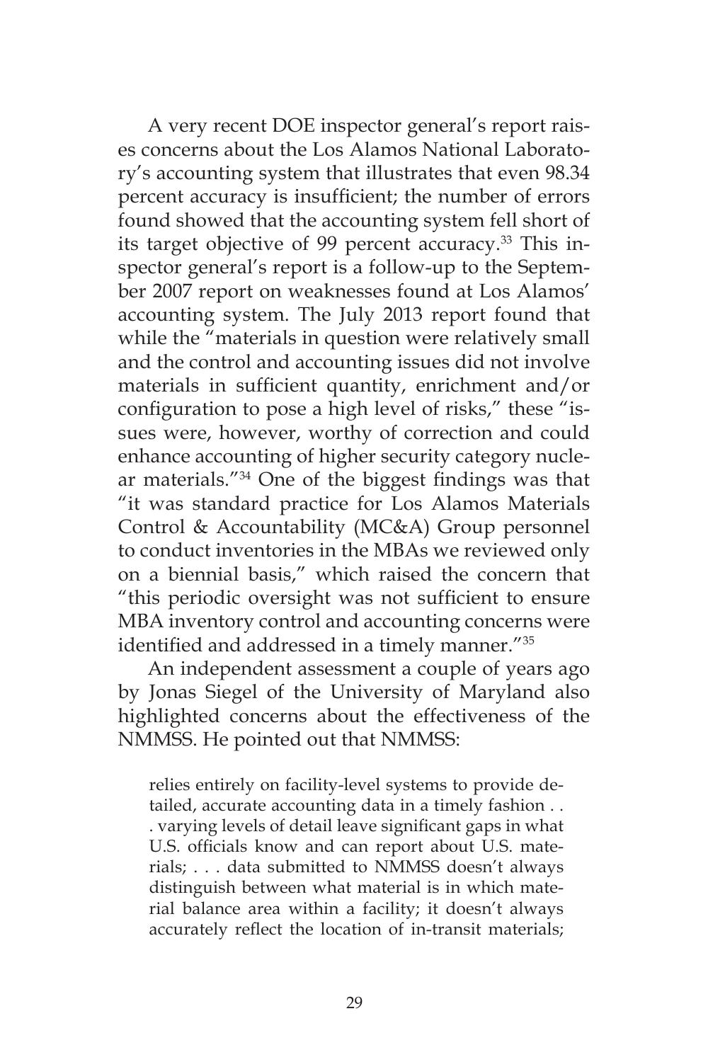A very recent DOE inspector general's report raises concerns about the Los Alamos National Laboratory's accounting system that illustrates that even 98.34 percent accuracy is insufficient; the number of errors found showed that the accounting system fell short of its target objective of 99 percent accuracy.[33] This inspector general's report is a follow-up to the September 2007 report on weaknesses found at Los Alamos' accounting system. The July 2013 report found that while the "materials in question were relatively small and the control and accounting issues did not involve materials in sufficient quantity, enrichment and/or configuration to pose a high level of risks," these "issues were, however, worthy of correction and could enhance accounting of higher security category nuclear materials."[34] One of the biggest findings was that "it was standard practice for Los Alamos Materials Control & Accountability (MC&A) Group personnel to conduct inventories in the MBAs we reviewed only on a biennial basis," which raised the concern that "this periodic oversight was not sufficient to ensure MBA inventory control and accounting concerns were identified and addressed in a timely manner."[35]

An independent assessment a couple of years ago by Jonas Siegel of the University of Maryland also highlighted concerns about the effectiveness of the NMMSS. He pointed out that NMMSS:

> relies entirely on facility-level systems to provide detailed, accurate accounting data in a timely fashion . . . varying levels of detail leave significant gaps in what U.S. officials know and can report about U.S. materials; . . . data submitted to NMMSS doesn't always distinguish between what material is in which material balance area within a facility; it doesn't always accurately reflect the location of in-transit materials;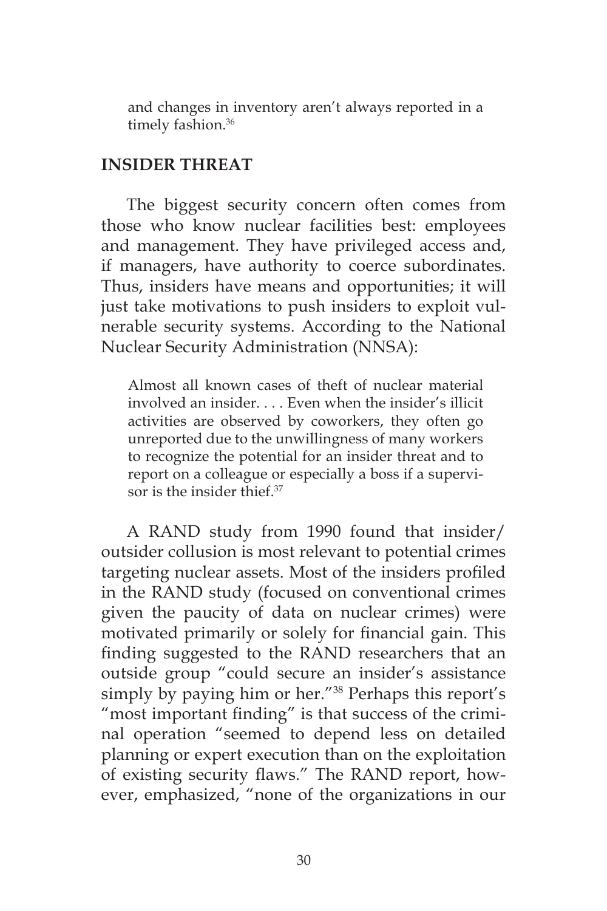and changes in inventory aren't always reported in a timely fashion.[36]

## INSIDER THREAT

The biggest security concern often comes from those who know nuclear facilities best: employees and management. They have privileged access and, if managers, have authority to coerce subordinates. Thus, insiders have means and opportunities; it will just take motivations to push insiders to exploit vulnerable security systems. According to the National Nuclear Security Administration (NNSA):

> Almost all known cases of theft of nuclear material involved an insider. . . . Even when the insider's illicit activities are observed by coworkers, they often go unreported due to the unwillingness of many workers to recognize the potential for an insider threat and to report on a colleague or especially a boss if a supervisor is the insider thief.[37]

A RAND study from 1990 found that insider/outsider collusion is most relevant to potential crimes targeting nuclear assets. Most of the insiders profiled in the RAND study (focused on conventional crimes given the paucity of data on nuclear crimes) were motivated primarily or solely for financial gain. This finding suggested to the RAND researchers that an outside group "could secure an insider's assistance simply by paying him or her."[38] Perhaps this report's "most important finding" is that success of the criminal operation "seemed to depend less on detailed planning or expert execution than on the exploitation of existing security flaws." The RAND report, however, emphasized, "none of the organizations in our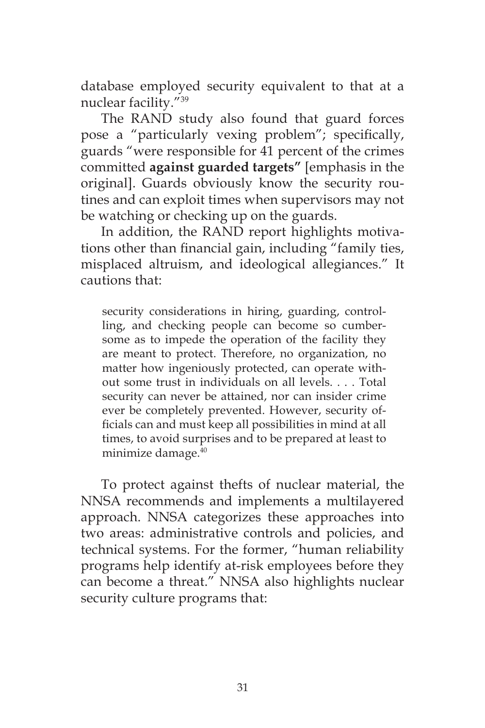database employed security equivalent to that at a nuclear facility."[39]

The RAND study also found that guard forces pose a "particularly vexing problem"; specifically, guards "were responsible for 41 percent of the crimes committed **against guarded targets"** [emphasis in the original]. Guards obviously know the security routines and can exploit times when supervisors may not be watching or checking up on the guards.

In addition, the RAND report highlights motivations other than financial gain, including "family ties, misplaced altruism, and ideological allegiances." It cautions that:

> security considerations in hiring, guarding, controlling, and checking people can become so cumbersome as to impede the operation of the facility they are meant to protect. Therefore, no organization, no matter how ingeniously protected, can operate without some trust in individuals on all levels. . . . Total security can never be attained, nor can insider crime ever be completely prevented. However, security officials can and must keep all possibilities in mind at all times, to avoid surprises and to be prepared at least to minimize damage.[40]

To protect against thefts of nuclear material, the NNSA recommends and implements a multilayered approach. NNSA categorizes these approaches into two areas: administrative controls and policies, and technical systems. For the former, "human reliability programs help identify at-risk employees before they can become a threat." NNSA also highlights nuclear security culture programs that: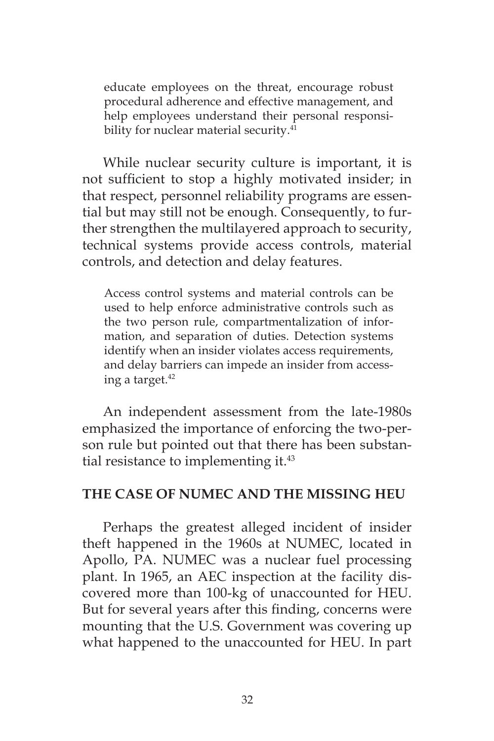> educate employees on the threat, encourage robust procedural adherence and effective management, and help employees understand their personal responsibility for nuclear material security.[41]

While nuclear security culture is important, it is not sufficient to stop a highly motivated insider; in that respect, personnel reliability programs are essential but may still not be enough. Consequently, to further strengthen the multilayered approach to security, technical systems provide access controls, material controls, and detection and delay features.

> Access control systems and material controls can be used to help enforce administrative controls such as the two person rule, compartmentalization of information, and separation of duties. Detection systems identify when an insider violates access requirements, and delay barriers can impede an insider from accessing a target.[42]

An independent assessment from the late-1980s emphasized the importance of enforcing the two-person rule but pointed out that there has been substantial resistance to implementing it.[43]

## THE CASE OF NUMEC AND THE MISSING HEU

Perhaps the greatest alleged incident of insider theft happened in the 1960s at NUMEC, located in Apollo, PA. NUMEC was a nuclear fuel processing plant. In 1965, an AEC inspection at the facility discovered more than 100-kg of unaccounted for HEU. But for several years after this finding, concerns were mounting that the U.S. Government was covering up what happened to the unaccounted for HEU. In part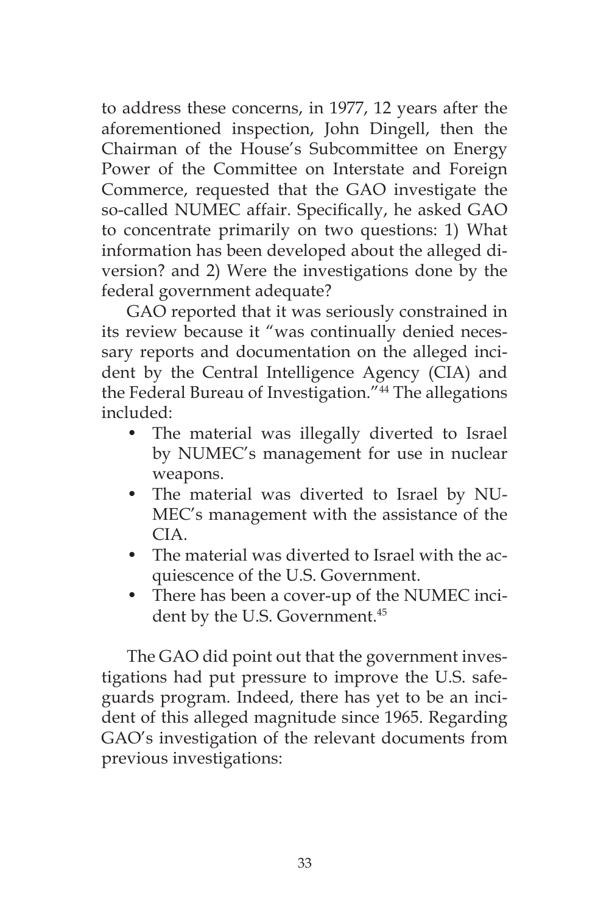to address these concerns, in 1977, 12 years after the aforementioned inspection, John Dingell, then the Chairman of the House's Subcommittee on Energy Power of the Committee on Interstate and Foreign Commerce, requested that the GAO investigate the so-called NUMEC affair. Specifically, he asked GAO to concentrate primarily on two questions: 1) What information has been developed about the alleged diversion? and 2) Were the investigations done by the federal government adequate?

GAO reported that it was seriously constrained in its review because it "was continually denied necessary reports and documentation on the alleged incident by the Central Intelligence Agency (CIA) and the Federal Bureau of Investigation."[44] The allegations included:

- The material was illegally diverted to Israel by NUMEC's management for use in nuclear weapons.
- The material was diverted to Israel by NUMEC's management with the assistance of the CIA.
- The material was diverted to Israel with the acquiescence of the U.S. Government.
- There has been a cover-up of the NUMEC incident by the U.S. Government.[45]

The GAO did point out that the government investigations had put pressure to improve the U.S. safeguards program. Indeed, there has yet to be an incident of this alleged magnitude since 1965. Regarding GAO's investigation of the relevant documents from previous investigations: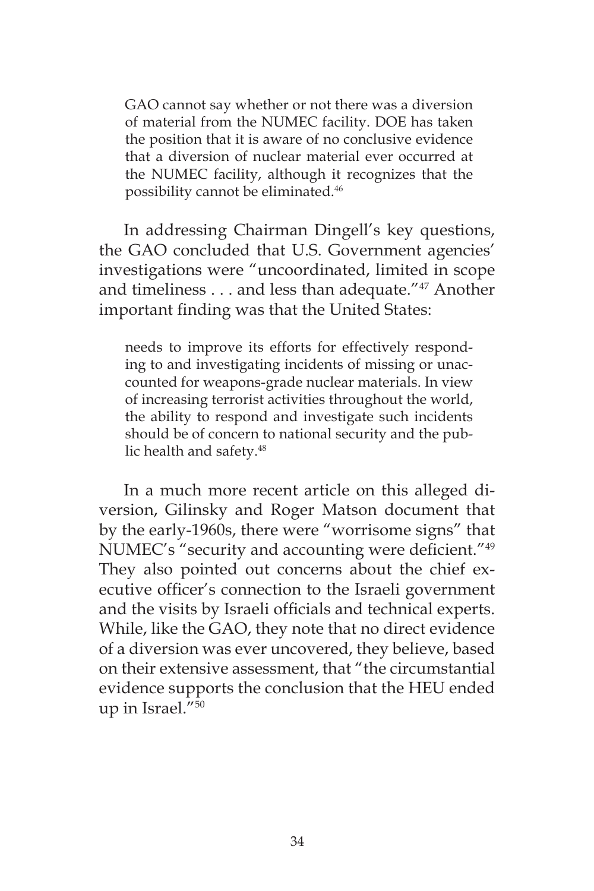> GAO cannot say whether or not there was a diversion of material from the NUMEC facility. DOE has taken the position that it is aware of no conclusive evidence that a diversion of nuclear material ever occurred at the NUMEC facility, although it recognizes that the possibility cannot be eliminated.[46]

In addressing Chairman Dingell's key questions, the GAO concluded that U.S. Government agencies' investigations were "uncoordinated, limited in scope and timeliness . . . and less than adequate."[47] Another important finding was that the United States:

> needs to improve its efforts for effectively responding to and investigating incidents of missing or unaccounted for weapons-grade nuclear materials. In view of increasing terrorist activities throughout the world, the ability to respond and investigate such incidents should be of concern to national security and the public health and safety.[48]

In a much more recent article on this alleged diversion, Gilinsky and Roger Matson document that by the early-1960s, there were "worrisome signs" that NUMEC's "security and accounting were deficient."[49] They also pointed out concerns about the chief executive officer's connection to the Israeli government and the visits by Israeli officials and technical experts. While, like the GAO, they note that no direct evidence of a diversion was ever uncovered, they believe, based on their extensive assessment, that "the circumstantial evidence supports the conclusion that the HEU ended up in Israel."[50]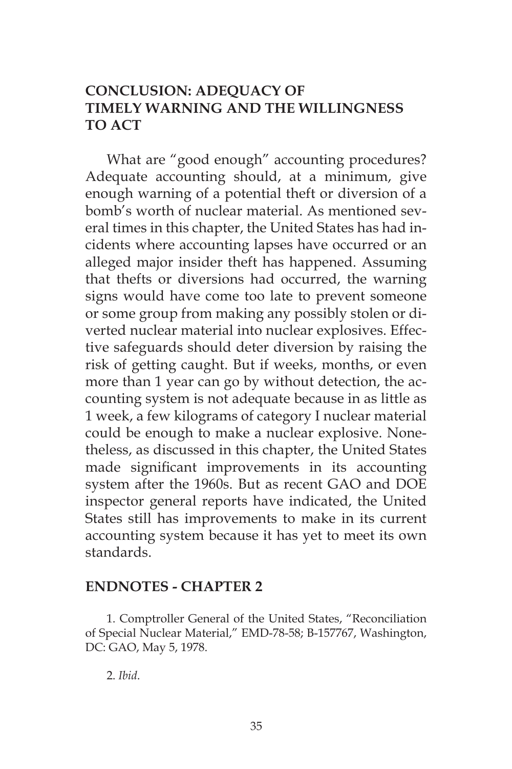## CONCLUSION: ADEQUACY OF TIMELY WARNING AND THE WILLINGNESS TO ACT

What are "good enough" accounting procedures? Adequate accounting should, at a minimum, give enough warning of a potential theft or diversion of a bomb's worth of nuclear material. As mentioned several times in this chapter, the United States has had incidents where accounting lapses have occurred or an alleged major insider theft has happened. Assuming that thefts or diversions had occurred, the warning signs would have come too late to prevent someone or some group from making any possibly stolen or diverted nuclear material into nuclear explosives. Effective safeguards should deter diversion by raising the risk of getting caught. But if weeks, months, or even more than 1 year can go by without detection, the accounting system is not adequate because in as little as 1 week, a few kilograms of category I nuclear material could be enough to make a nuclear explosive. Nonetheless, as discussed in this chapter, the United States made significant improvements in its accounting system after the 1960s. But as recent GAO and DOE inspector general reports have indicated, the United States still has improvements to make in its current accounting system because it has yet to meet its own standards.

## ENDNOTES - CHAPTER 2

1. Comptroller General of the United States, "Reconciliation of Special Nuclear Material," EMD-78-58; B-157767, Washington, DC: GAO, May 5, 1978.

2. *Ibid*.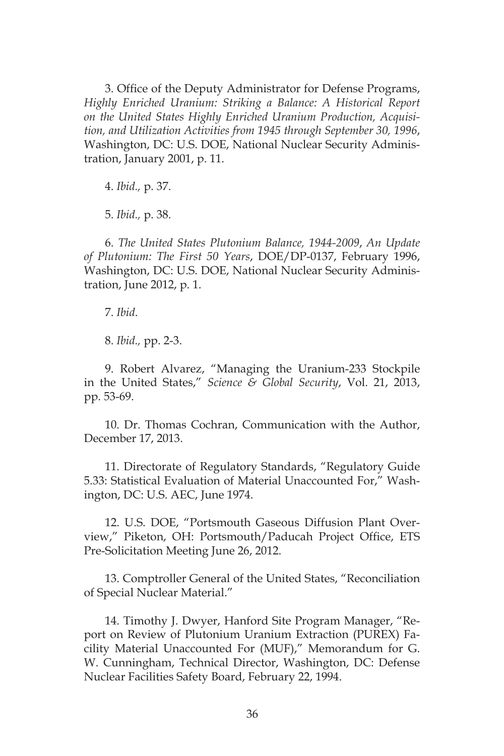3. Office of the Deputy Administrator for Defense Programs, *Highly Enriched Uranium: Striking a Balance: A Historical Report on the United States Highly Enriched Uranium Production, Acquisition, and Utilization Activities from 1945 through September 30, 1996*, Washington, DC: U.S. DOE, National Nuclear Security Administration, January 2001, p. 11.

4. *Ibid.,* p. 37.

5. *Ibid.,* p. 38.

6. *The United States Plutonium Balance, 1944-2009*, *An Update of Plutonium: The First 50 Years*, DOE/DP-0137, February 1996, Washington, DC: U.S. DOE, National Nuclear Security Administration, June 2012, p. 1.

7. *Ibid*.

8. *Ibid.,* pp. 2-3.

9. Robert Alvarez, "Managing the Uranium-233 Stockpile in the United States," *Science & Global Security*, Vol. 21, 2013, pp. 53-69.

10. Dr. Thomas Cochran, Communication with the Author, December 17, 2013.

11. Directorate of Regulatory Standards, "Regulatory Guide 5.33: Statistical Evaluation of Material Unaccounted For," Washington, DC: U.S. AEC, June 1974.

12. U.S. DOE, "Portsmouth Gaseous Diffusion Plant Overview," Piketon, OH: Portsmouth/Paducah Project Office, ETS Pre-Solicitation Meeting June 26, 2012.

13. Comptroller General of the United States, "Reconciliation of Special Nuclear Material."

14. Timothy J. Dwyer, Hanford Site Program Manager, "Report on Review of Plutonium Uranium Extraction (PUREX) Facility Material Unaccounted For (MUF)," Memorandum for G. W. Cunningham, Technical Director, Washington, DC: Defense Nuclear Facilities Safety Board, February 22, 1994.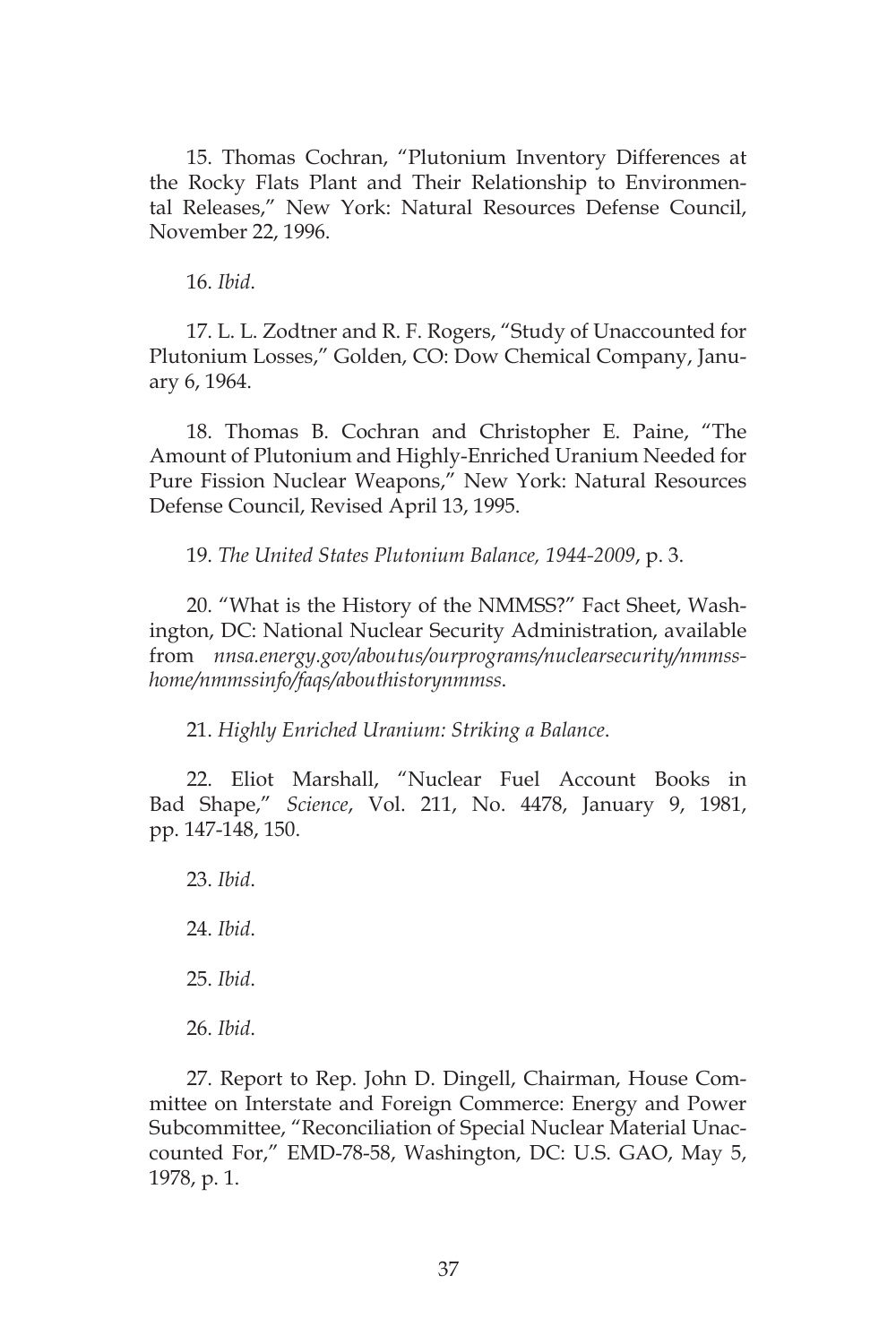15. Thomas Cochran, "Plutonium Inventory Differences at the Rocky Flats Plant and Their Relationship to Environmental Releases," New York: Natural Resources Defense Council, November 22, 1996.

16. *Ibid*.

17. L. L. Zodtner and R. F. Rogers, "Study of Unaccounted for Plutonium Losses," Golden, CO: Dow Chemical Company, January 6, 1964.

18. Thomas B. Cochran and Christopher E. Paine, "The Amount of Plutonium and Highly-Enriched Uranium Needed for Pure Fission Nuclear Weapons," New York: Natural Resources Defense Council, Revised April 13, 1995.

19. *The United States Plutonium Balance, 1944-2009*, p. 3.

20. "What is the History of the NMMSS?" Fact Sheet, Washington, DC: National Nuclear Security Administration, available from *nnsa.energy.gov/aboutus/ourprograms/nuclearsecurity/nmmsshome/nmmssinfo/faqs/abouthistorynmmss*.

21. *Highly Enriched Uranium: Striking a Balance*.

22. Eliot Marshall, "Nuclear Fuel Account Books in Bad Shape," *Science*, Vol. 211, No. 4478, January 9, 1981, pp. 147-148, 150.

23. *Ibid*.

24. *Ibid*.

25. *Ibid*.

26. *Ibid*.

27. Report to Rep. John D. Dingell, Chairman, House Committee on Interstate and Foreign Commerce: Energy and Power Subcommittee, "Reconciliation of Special Nuclear Material Unaccounted For," EMD-78-58, Washington, DC: U.S. GAO, May 5, 1978, p. 1.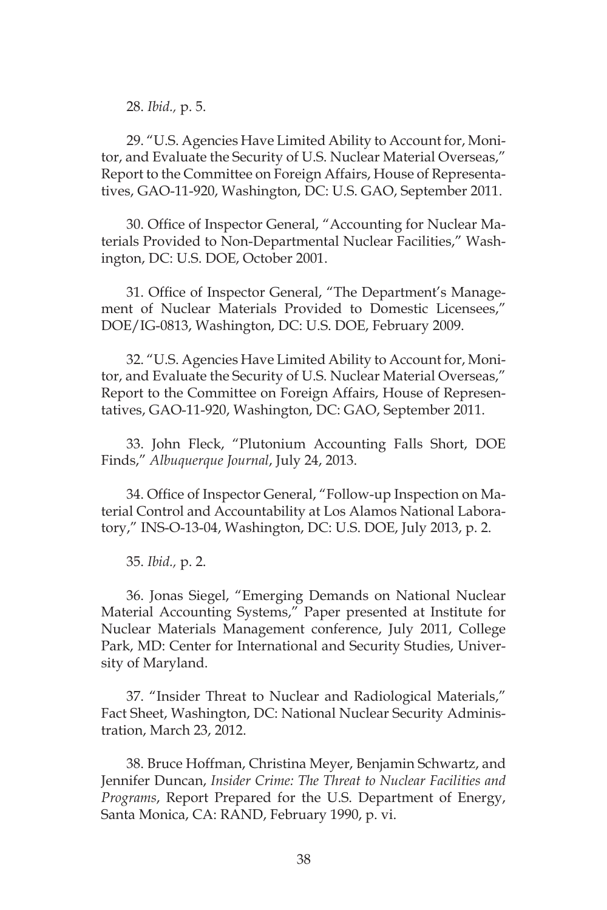28. *Ibid.,* p. 5.

29. "U.S. Agencies Have Limited Ability to Account for, Monitor, and Evaluate the Security of U.S. Nuclear Material Overseas," Report to the Committee on Foreign Affairs, House of Representatives, GAO-11-920, Washington, DC: U.S. GAO, September 2011.

30. Office of Inspector General, "Accounting for Nuclear Materials Provided to Non-Departmental Nuclear Facilities," Washington, DC: U.S. DOE, October 2001.

31. Office of Inspector General, "The Department's Management of Nuclear Materials Provided to Domestic Licensees," DOE/IG-0813, Washington, DC: U.S. DOE, February 2009.

32. "U.S. Agencies Have Limited Ability to Account for, Monitor, and Evaluate the Security of U.S. Nuclear Material Overseas," Report to the Committee on Foreign Affairs, House of Representatives, GAO-11-920, Washington, DC: GAO, September 2011.

33. John Fleck, "Plutonium Accounting Falls Short, DOE Finds," *Albuquerque Journal*, July 24, 2013.

34. Office of Inspector General, "Follow-up Inspection on Material Control and Accountability at Los Alamos National Laboratory," INS-O-13-04, Washington, DC: U.S. DOE, July 2013, p. 2.

35. *Ibid.,* p. 2.

36. Jonas Siegel, "Emerging Demands on National Nuclear Material Accounting Systems," Paper presented at Institute for Nuclear Materials Management conference, July 2011, College Park, MD: Center for International and Security Studies, University of Maryland.

37. "Insider Threat to Nuclear and Radiological Materials," Fact Sheet, Washington, DC: National Nuclear Security Administration, March 23, 2012.

38. Bruce Hoffman, Christina Meyer, Benjamin Schwartz, and Jennifer Duncan, *Insider Crime: The Threat to Nuclear Facilities and Programs*, Report Prepared for the U.S. Department of Energy, Santa Monica, CA: RAND, February 1990, p. vi.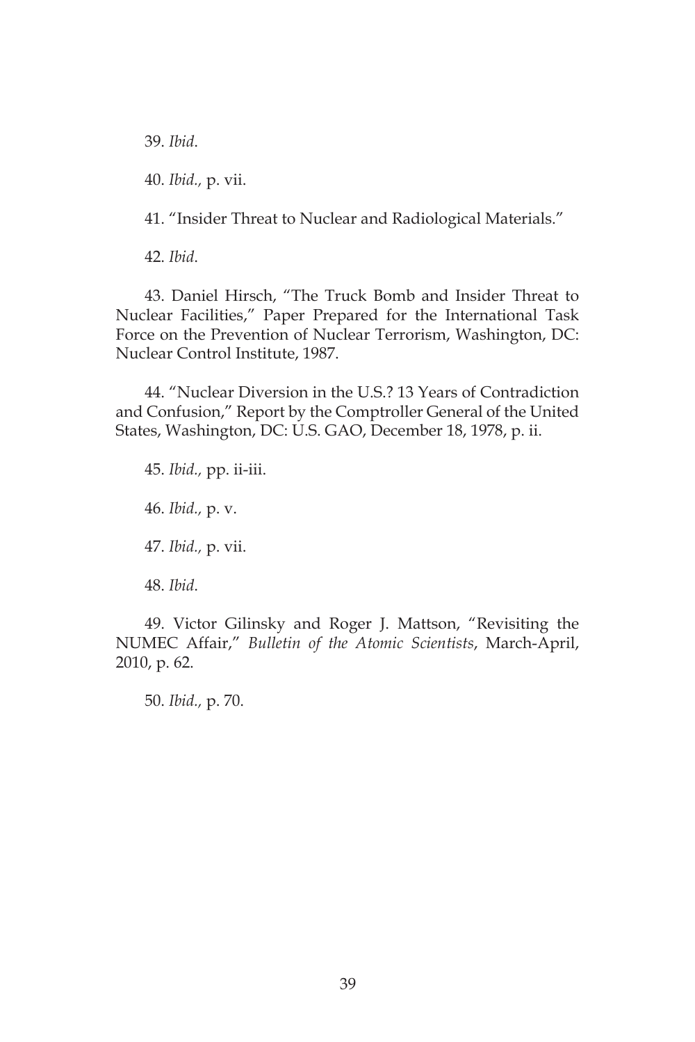39. *Ibid*.

40. *Ibid.,* p. vii.

41. "Insider Threat to Nuclear and Radiological Materials."

42. *Ibid*.

43. Daniel Hirsch, "The Truck Bomb and Insider Threat to Nuclear Facilities," Paper Prepared for the International Task Force on the Prevention of Nuclear Terrorism, Washington, DC: Nuclear Control Institute, 1987.

44. "Nuclear Diversion in the U.S.? 13 Years of Contradiction and Confusion," Report by the Comptroller General of the United States, Washington, DC: U.S. GAO, December 18, 1978, p. ii.

45. *Ibid.,* pp. ii-iii.

46. *Ibid.,* p. v.

47. *Ibid.,* p. vii.

48. *Ibid*.

49. Victor Gilinsky and Roger J. Mattson, "Revisiting the NUMEC Affair," *Bulletin of the Atomic Scientists*, March-April, 2010, p. 62.

50. *Ibid.,* p. 70.